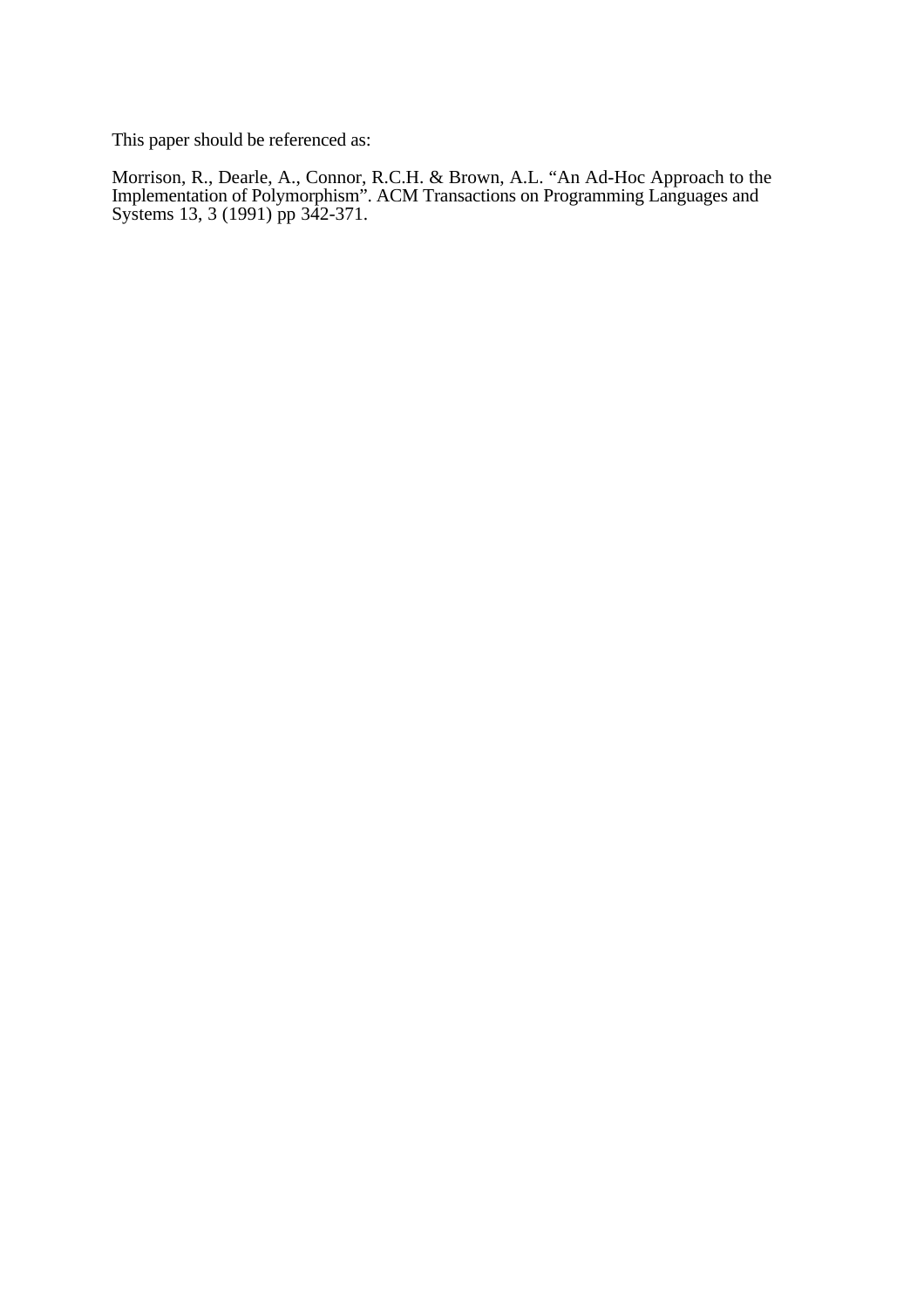This paper should be referenced as:

Morrison, R., Dearle, A., Connor, R.C.H. & Brown, A.L. "An Ad-Hoc Approach to the Implementation of Polymorphism". ACM Transactions on Programming Languages and Systems 13, 3 (1991) pp 342-371.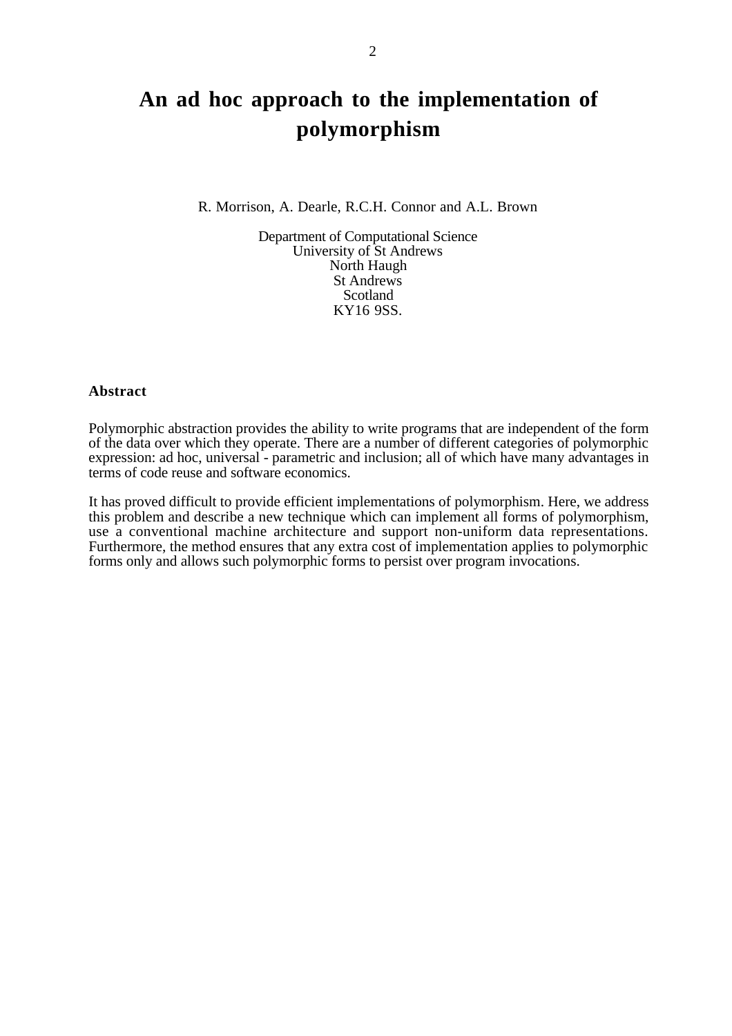# An ad hoc approach to the implementation of polymorphism

R. Morrison, A. Dearle, R.C.H. Connor and A.L. Brown

Department of Computational Science
University of St Andrews
North Haugh
St Andrews
Scotland
KY16 9SS.

### Abstract

Polymorphic abstraction provides the ability to write programs that are independent of the form of the data over which they operate. There are a number of different categories of polymorphic expression: ad hoc, universal - parametric and inclusion; all of which have many advantages in terms of code reuse and software economics.

It has proved difficult to provide efficient implementations of polymorphism. Here, we address this problem and describe a new technique which can implement all forms of polymorphism, use a conventional machine architecture and support non-uniform data representations. Furthermore, the method ensures that any extra cost of implementation applies to polymorphic forms only and allows such polymorphic forms to persist over program invocations.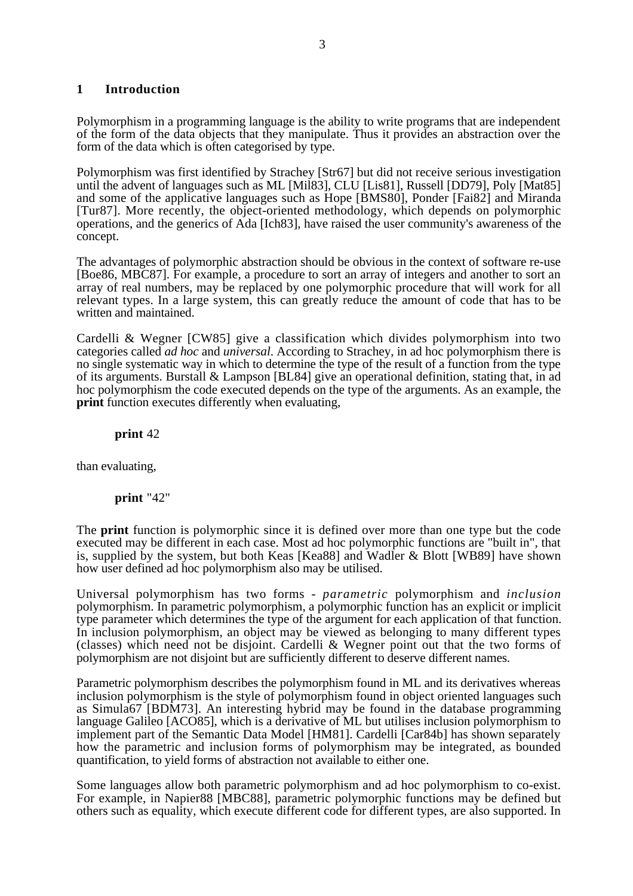## 1 Introduction

Polymorphism in a programming language is the ability to write programs that are independent of the form of the data objects that they manipulate. Thus it provides an abstraction over the form of the data which is often categorised by type.

Polymorphism was first identified by Strachey [Str67] but did not receive serious investigation until the advent of languages such as ML [Mil83], CLU [Lis81], Russell [DD79], Poly [Mat85] and some of the applicative languages such as Hope [BMS80], Ponder [Fai82] and Miranda [Tur87]. More recently, the object-oriented methodology, which depends on polymorphic operations, and the generics of Ada [Ich83], have raised the user community's awareness of the concept.

The advantages of polymorphic abstraction should be obvious in the context of software re-use [Boe86, MBC87]. For example, a procedure to sort an array of integers and another to sort an array of real numbers, may be replaced by one polymorphic procedure that will work for all relevant types. In a large system, this can greatly reduce the amount of code that has to be written and maintained.

Cardelli & Wegner [CW85] give a classification which divides polymorphism into two categories called *ad hoc* and *universal*. According to Strachey, in ad hoc polymorphism there is no single systematic way in which to determine the type of the result of a function from the type of its arguments. Burstall & Lampson [BL84] give an operational definition, stating that, in ad hoc polymorphism the code executed depends on the type of the arguments. As an example, the **print** function executes differently when evaluating,

> **print** 42

than evaluating,

> **print** "42"

The **print** function is polymorphic since it is defined over more than one type but the code executed may be different in each case. Most ad hoc polymorphic functions are "built in", that is, supplied by the system, but both Keas [Kea88] and Wadler & Blott [WB89] have shown how user defined ad hoc polymorphism also may be utilised.

Universal polymorphism has two forms - *parametric* polymorphism and *inclusion* polymorphism. In parametric polymorphism, a polymorphic function has an explicit or implicit type parameter which determines the type of the argument for each application of that function. In inclusion polymorphism, an object may be viewed as belonging to many different types (classes) which need not be disjoint. Cardelli & Wegner point out that the two forms of polymorphism are not disjoint but are sufficiently different to deserve different names.

Parametric polymorphism describes the polymorphism found in ML and its derivatives whereas inclusion polymorphism is the style of polymorphism found in object oriented languages such as Simula67 [BDM73]. An interesting hybrid may be found in the database programming language Galileo [ACO85], which is a derivative of ML but utilises inclusion polymorphism to implement part of the Semantic Data Model [HM81]. Cardelli [Car84b] has shown separately how the parametric and inclusion forms of polymorphism may be integrated, as bounded quantification, to yield forms of abstraction not available to either one.

Some languages allow both parametric polymorphism and ad hoc polymorphism to co-exist. For example, in Napier88 [MBC88], parametric polymorphic functions may be defined but others such as equality, which execute different code for different types, are also supported. In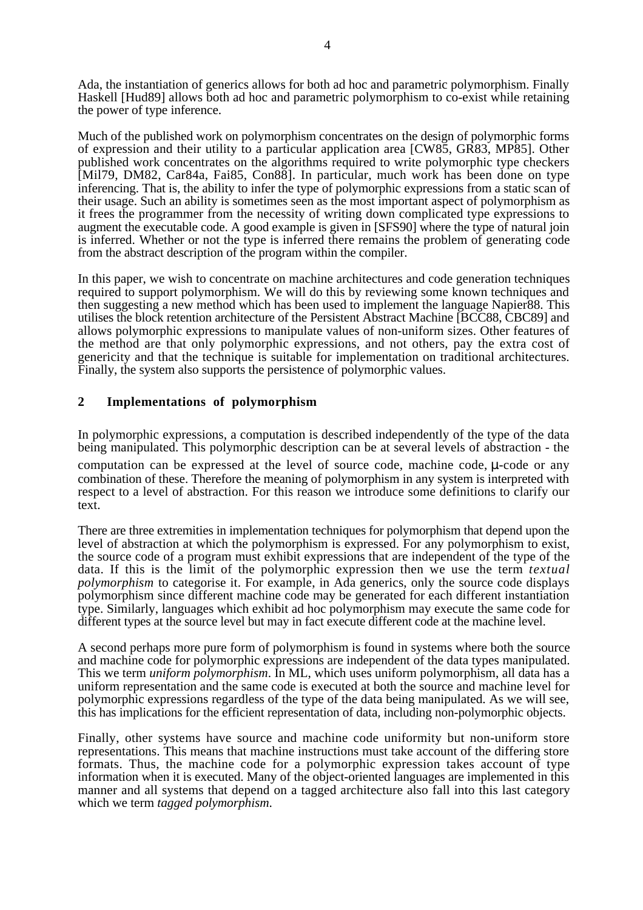Ada, the instantiation of generics allows for both ad hoc and parametric polymorphism. Finally Haskell [Hud89] allows both ad hoc and parametric polymorphism to co-exist while retaining the power of type inference.

Much of the published work on polymorphism concentrates on the design of polymorphic forms of expression and their utility to a particular application area [CW85, GR83, MP85]. Other published work concentrates on the algorithms required to write polymorphic type checkers [Mil79, DM82, Car84a, Fai85, Con88]. In particular, much work has been done on type inferencing. That is, the ability to infer the type of polymorphic expressions from a static scan of their usage. Such an ability is sometimes seen as the most important aspect of polymorphism as it frees the programmer from the necessity of writing down complicated type expressions to augment the executable code. A good example is given in [SFS90] where the type of natural join is inferred. Whether or not the type is inferred there remains the problem of generating code from the abstract description of the program within the compiler.

In this paper, we wish to concentrate on machine architectures and code generation techniques required to support polymorphism. We will do this by reviewing some known techniques and then suggesting a new method which has been used to implement the language Napier88. This utilises the block retention architecture of the Persistent Abstract Machine [BCC88, CBC89] and allows polymorphic expressions to manipulate values of non-uniform sizes. Other features of the method are that only polymorphic expressions, and not others, pay the extra cost of genericity and that the technique is suitable for implementation on traditional architectures. Finally, the system also supports the persistence of polymorphic values.

## 2 Implementations of polymorphism

In polymorphic expressions, a computation is described independently of the type of the data being manipulated. This polymorphic description can be at several levels of abstraction - the computation can be expressed at the level of source code, machine code, μ-code or any combination of these. Therefore the meaning of polymorphism in any system is interpreted with respect to a level of abstraction. For this reason we introduce some definitions to clarify our text.

There are three extremities in implementation techniques for polymorphism that depend upon the level of abstraction at which the polymorphism is expressed. For any polymorphism to exist, the source code of a program must exhibit expressions that are independent of the type of the data. If this is the limit of the polymorphic expression then we use the term *textual polymorphism* to categorise it. For example, in Ada generics, only the source code displays polymorphism since different machine code may be generated for each different instantiation type. Similarly, languages which exhibit ad hoc polymorphism may execute the same code for different types at the source level but may in fact execute different code at the machine level.

A second perhaps more pure form of polymorphism is found in systems where both the source and machine code for polymorphic expressions are independent of the data types manipulated. This we term *uniform polymorphism*. In ML, which uses uniform polymorphism, all data has a uniform representation and the same code is executed at both the source and machine level for polymorphic expressions regardless of the type of the data being manipulated. As we will see, this has implications for the efficient representation of data, including non-polymorphic objects.

Finally, other systems have source and machine code uniformity but non-uniform store representations. This means that machine instructions must take account of the differing store formats. Thus, the machine code for a polymorphic expression takes account of type information when it is executed. Many of the object-oriented languages are implemented in this manner and all systems that depend on a tagged architecture also fall into this last category which we term *tagged polymorphism*.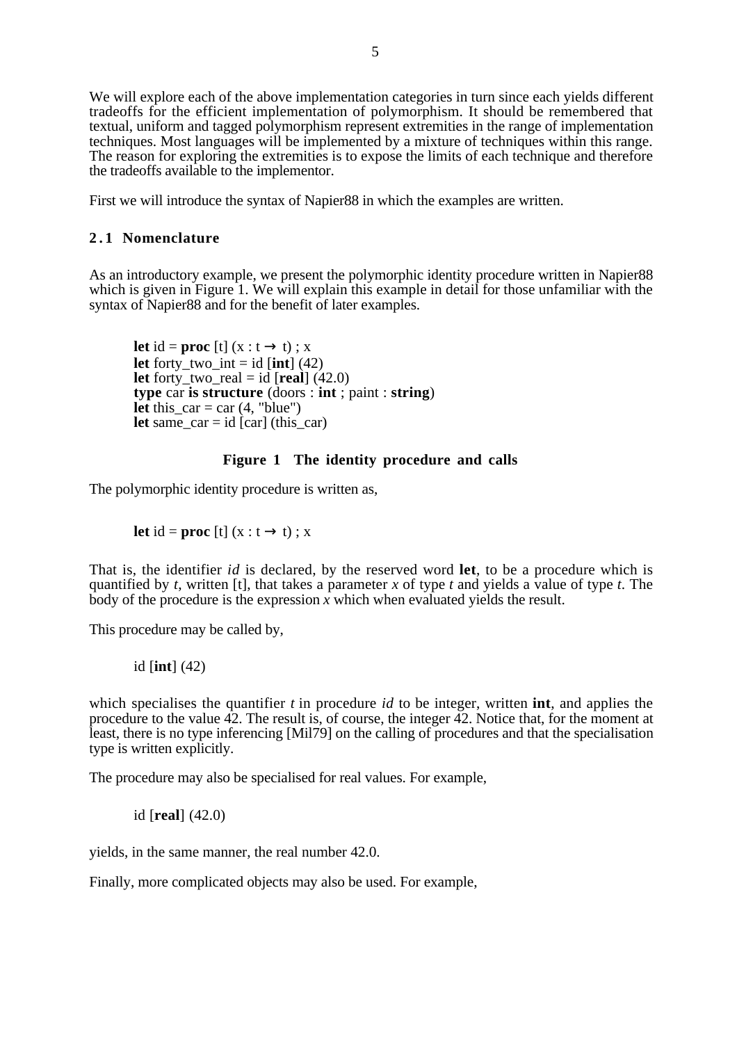We will explore each of the above implementation categories in turn since each yields different tradeoffs for the efficient implementation of polymorphism. It should be remembered that textual, uniform and tagged polymorphism represent extremities in the range of implementation techniques. Most languages will be implemented by a mixture of techniques within this range. The reason for exploring the extremities is to expose the limits of each technique and therefore the tradeoffs available to the implementor.

First we will introduce the syntax of Napier88 in which the examples are written.

### 2.1 Nomenclature

As an introductory example, we present the polymorphic identity procedure written in Napier88 which is given in Figure 1. We will explain this example in detail for those unfamiliar with the syntax of Napier88 and for the benefit of later examples.

```
let id = proc [t] (x : t → t) ; x
let forty_two_int = id [int] (42)
let forty_two_real = id [real] (42.0)
type car is structure (doors : int ; paint : string)
let this_car = car (4, "blue")
let same_car = id [car] (this_car)
```

**Figure 1 The identity procedure and calls**

The polymorphic identity procedure is written as,

```
let id = proc [t] (x : t → t) ; x
```

That is, the identifier *id* is declared, by the reserved word **let**, to be a procedure which is quantified by *t*, written [t], that takes a parameter *x* of type *t* and yields a value of type *t*. The body of the procedure is the expression *x* which when evaluated yields the result.

This procedure may be called by,

```
id [int] (42)
```

which specialises the quantifier *t* in procedure *id* to be integer, written **int**, and applies the procedure to the value 42. The result is, of course, the integer 42. Notice that, for the moment at least, there is no type inferencing [Mil79] on the calling of procedures and that the specialisation type is written explicitly.

The procedure may also be specialised for real values. For example,

```
id [real] (42.0)
```

yields, in the same manner, the real number 42.0.

Finally, more complicated objects may also be used. For example,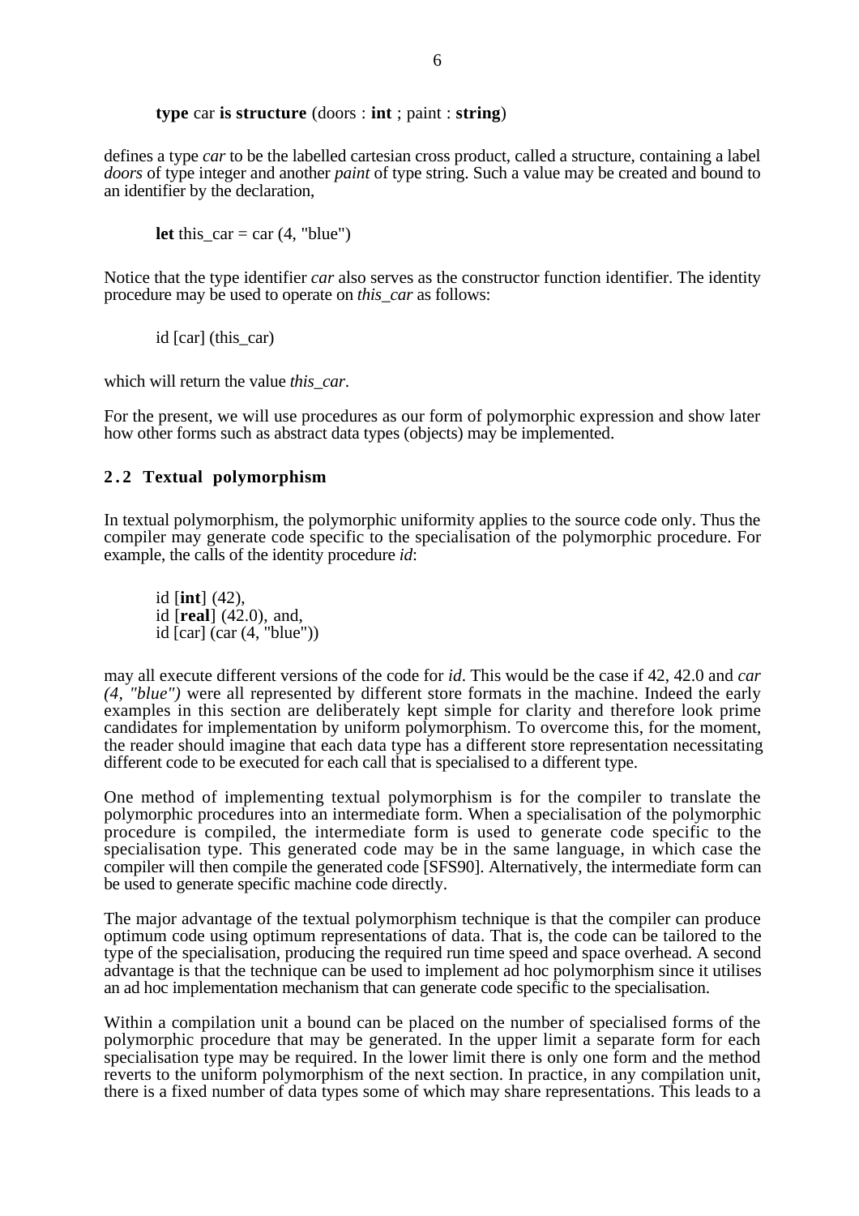**type** car **is structure** (doors : **int** ; paint : **string**)

defines a type *car* to be the labelled cartesian cross product, called a structure, containing a label *doors* of type integer and another *paint* of type string. Such a value may be created and bound to an identifier by the declaration,

**let** this_car = car (4, "blue")

Notice that the type identifier *car* also serves as the constructor function identifier. The identity procedure may be used to operate on *this_car* as follows:

id [car] (this_car)

which will return the value *this_car*.

For the present, we will use procedures as our form of polymorphic expression and show later how other forms such as abstract data types (objects) may be implemented.

## 2.2 Textual polymorphism

In textual polymorphism, the polymorphic uniformity applies to the source code only. Thus the compiler may generate code specific to the specialisation of the polymorphic procedure. For example, the calls of the identity procedure *id*:

id [**int**] (42),
id [**real**] (42.0), and,
id [car] (car (4, "blue"))

may all execute different versions of the code for *id*. This would be the case if 42, 42.0 and *car (4, "blue")* were all represented by different store formats in the machine. Indeed the early examples in this section are deliberately kept simple for clarity and therefore look prime candidates for implementation by uniform polymorphism. To overcome this, for the moment, the reader should imagine that each data type has a different store representation necessitating different code to be executed for each call that is specialised to a different type.

One method of implementing textual polymorphism is for the compiler to translate the polymorphic procedures into an intermediate form. When a specialisation of the polymorphic procedure is compiled, the intermediate form is used to generate code specific to the specialisation type. This generated code may be in the same language, in which case the compiler will then compile the generated code [SFS90]. Alternatively, the intermediate form can be used to generate specific machine code directly.

The major advantage of the textual polymorphism technique is that the compiler can produce optimum code using optimum representations of data. That is, the code can be tailored to the type of the specialisation, producing the required run time speed and space overhead. A second advantage is that the technique can be used to implement ad hoc polymorphism since it utilises an ad hoc implementation mechanism that can generate code specific to the specialisation.

Within a compilation unit a bound can be placed on the number of specialised forms of the polymorphic procedure that may be generated. In the upper limit a separate form for each specialisation type may be required. In the lower limit there is only one form and the method reverts to the uniform polymorphism of the next section. In practice, in any compilation unit, there is a fixed number of data types some of which may share representations. This leads to a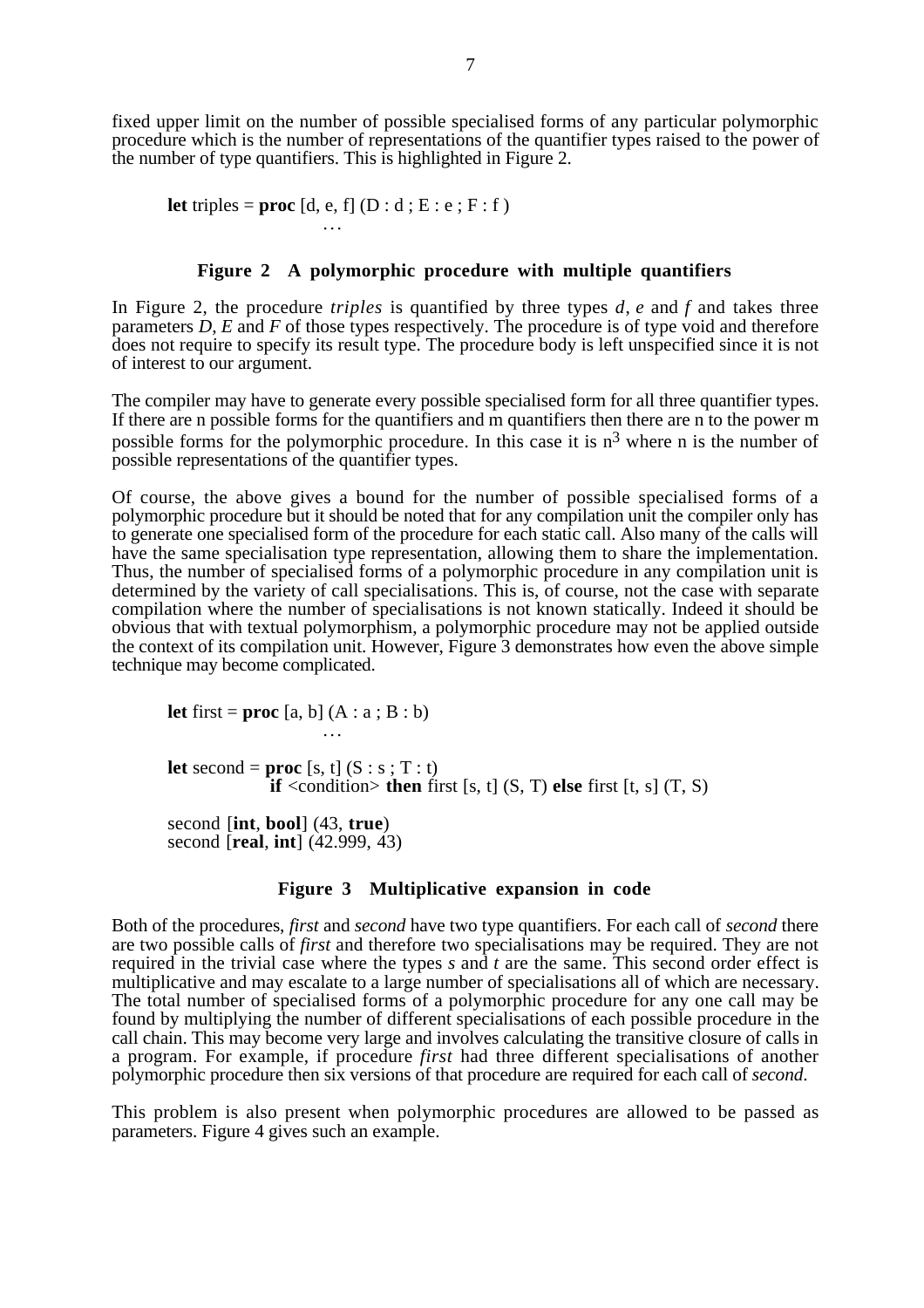fixed upper limit on the number of possible specialised forms of any particular polymorphic procedure which is the number of representations of the quantifier types raised to the power of the number of type quantifiers. This is highlighted in Figure 2.

```
let triples = proc [d, e, f] (D : d ; E : e ; F : f )
                    …
```

**Figure 2 A polymorphic procedure with multiple quantifiers**

In Figure 2, the procedure *triples* is quantified by three types *d*, *e* and *f* and takes three parameters *D*, *E* and *F* of those types respectively. The procedure is of type void and therefore does not require to specify its result type. The procedure body is left unspecified since it is not of interest to our argument.

The compiler may have to generate every possible specialised form for all three quantifier types. If there are n possible forms for the quantifiers and m quantifiers then there are n to the power m possible forms for the polymorphic procedure. In this case it is $n^3$ where n is the number of possible representations of the quantifier types.

Of course, the above gives a bound for the number of possible specialised forms of a polymorphic procedure but it should be noted that for any compilation unit the compiler only has to generate one specialised form of the procedure for each static call. Also many of the calls will have the same specialisation type representation, allowing them to share the implementation. Thus, the number of specialised forms of a polymorphic procedure in any compilation unit is determined by the variety of call specialisations. This is, of course, not the case with separate compilation where the number of specialisations is not known statically. Indeed it should be obvious that with textual polymorphism, a polymorphic procedure may not be applied outside the context of its compilation unit. However, Figure 3 demonstrates how even the above simple technique may become complicated.

```
let first = proc [a, b] (A : a ; B : b)
                    …

let second = proc [s, t] (S : s ; T : t)
              if <condition> then first [s, t] (S, T) else first [t, s] (T, S)

second [int, bool] (43, true)
second [real, int] (42.999, 43)
```

**Figure 3 Multiplicative expansion in code**

Both of the procedures, *first* and *second* have two type quantifiers. For each call of *second* there are two possible calls of *first* and therefore two specialisations may be required. They are not required in the trivial case where the types *s* and *t* are the same. This second order effect is multiplicative and may escalate to a large number of specialisations all of which are necessary. The total number of specialised forms of a polymorphic procedure for any one call may be found by multiplying the number of different specialisations of each possible procedure in the call chain. This may become very large and involves calculating the transitive closure of calls in a program. For example, if procedure *first* had three different specialisations of another polymorphic procedure then six versions of that procedure are required for each call of *second*.

This problem is also present when polymorphic procedures are allowed to be passed as parameters. Figure 4 gives such an example.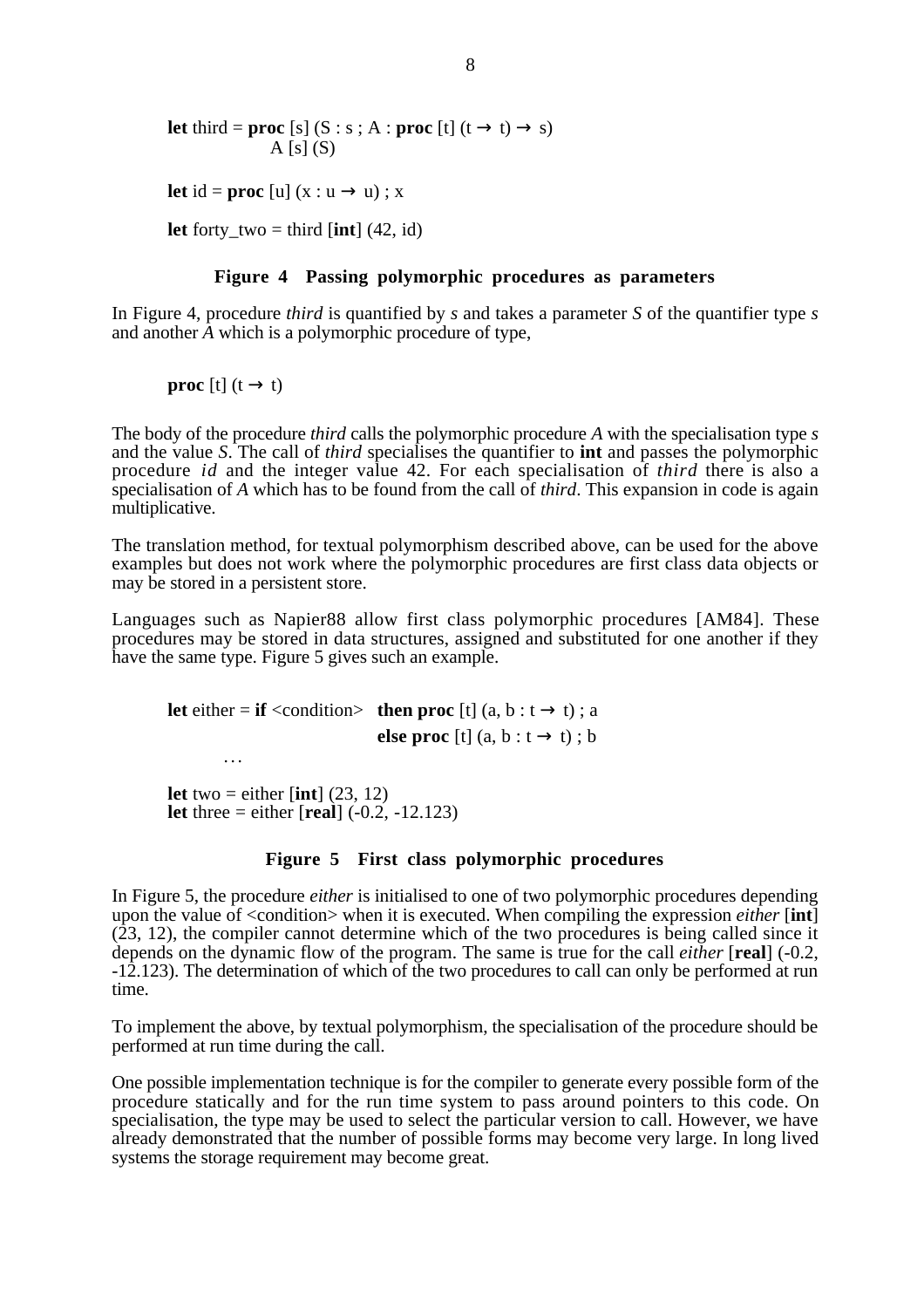```
let third = proc [s] (S : s ; A : proc [t] (t → t) → s)
            A [s] (S)

let id = proc [u] (x : u → u) ; x

let forty_two = third [int] (42, id)
```

**Figure 4 Passing polymorphic procedures as parameters**

In Figure 4, procedure *third* is quantified by *s* and takes a parameter *S* of the quantifier type *s* and another *A* which is a polymorphic procedure of type,

```
proc [t] (t → t)
```

The body of the procedure *third* calls the polymorphic procedure *A* with the specialisation type *s* and the value *S*. The call of *third* specialises the quantifier to **int** and passes the polymorphic procedure *id* and the integer value 42. For each specialisation of *third* there is also a specialisation of *A* which has to be found from the call of *third*. This expansion in code is again multiplicative.

The translation method, for textual polymorphism described above, can be used for the above examples but does not work where the polymorphic procedures are first class data objects or may be stored in a persistent store.

Languages such as Napier88 allow first class polymorphic procedures [AM84]. These procedures may be stored in data structures, assigned and substituted for one another if they have the same type. Figure 5 gives such an example.

```
let either = if <condition>  then proc [t] (a, b : t → t) ; a
                             else proc [t] (a, b : t → t) ; b
    …

let two = either [int] (23, 12)
let three = either [real] (-0.2, -12.123)
```

**Figure 5 First class polymorphic procedures**

In Figure 5, the procedure *either* is initialised to one of two polymorphic procedures depending upon the value of <condition> when it is executed. When compiling the expression *either* [**int**] (23, 12), the compiler cannot determine which of the two procedures is being called since it depends on the dynamic flow of the program. The same is true for the call *either* [**real**] (-0.2, -12.123). The determination of which of the two procedures to call can only be performed at run time.

To implement the above, by textual polymorphism, the specialisation of the procedure should be performed at run time during the call.

One possible implementation technique is for the compiler to generate every possible form of the procedure statically and for the run time system to pass around pointers to this code. On specialisation, the type may be used to select the particular version to call. However, we have already demonstrated that the number of possible forms may become very large. In long lived systems the storage requirement may become great.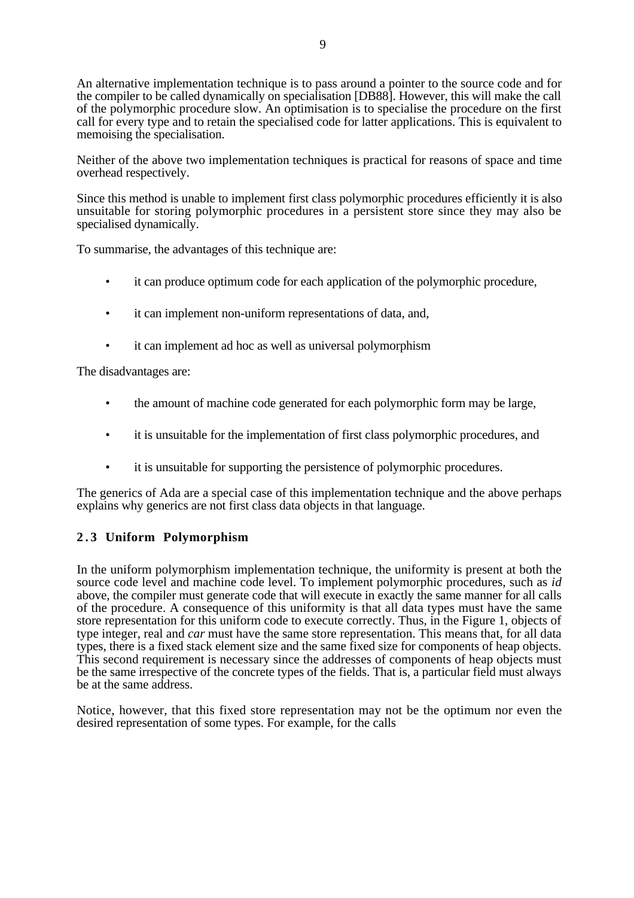An alternative implementation technique is to pass around a pointer to the source code and for the compiler to be called dynamically on specialisation [DB88]. However, this will make the call of the polymorphic procedure slow. An optimisation is to specialise the procedure on the first call for every type and to retain the specialised code for latter applications. This is equivalent to memoising the specialisation.

Neither of the above two implementation techniques is practical for reasons of space and time overhead respectively.

Since this method is unable to implement first class polymorphic procedures efficiently it is also unsuitable for storing polymorphic procedures in a persistent store since they may also be specialised dynamically.

To summarise, the advantages of this technique are:

- it can produce optimum code for each application of the polymorphic procedure,
- it can implement non-uniform representations of data, and,
- it can implement ad hoc as well as universal polymorphism

The disadvantages are:

- the amount of machine code generated for each polymorphic form may be large,
- it is unsuitable for the implementation of first class polymorphic procedures, and
- it is unsuitable for supporting the persistence of polymorphic procedures.

The generics of Ada are a special case of this implementation technique and the above perhaps explains why generics are not first class data objects in that language.

### 2.3 Uniform Polymorphism

In the uniform polymorphism implementation technique, the uniformity is present at both the source code level and machine code level. To implement polymorphic procedures, such as *id* above, the compiler must generate code that will execute in exactly the same manner for all calls of the procedure. A consequence of this uniformity is that all data types must have the same store representation for this uniform code to execute correctly. Thus, in the Figure 1, objects of type integer, real and *car* must have the same store representation. This means that, for all data types, there is a fixed stack element size and the same fixed size for components of heap objects. This second requirement is necessary since the addresses of components of heap objects must be the same irrespective of the concrete types of the fields. That is, a particular field must always be at the same address.

Notice, however, that this fixed store representation may not be the optimum nor even the desired representation of some types. For example, for the calls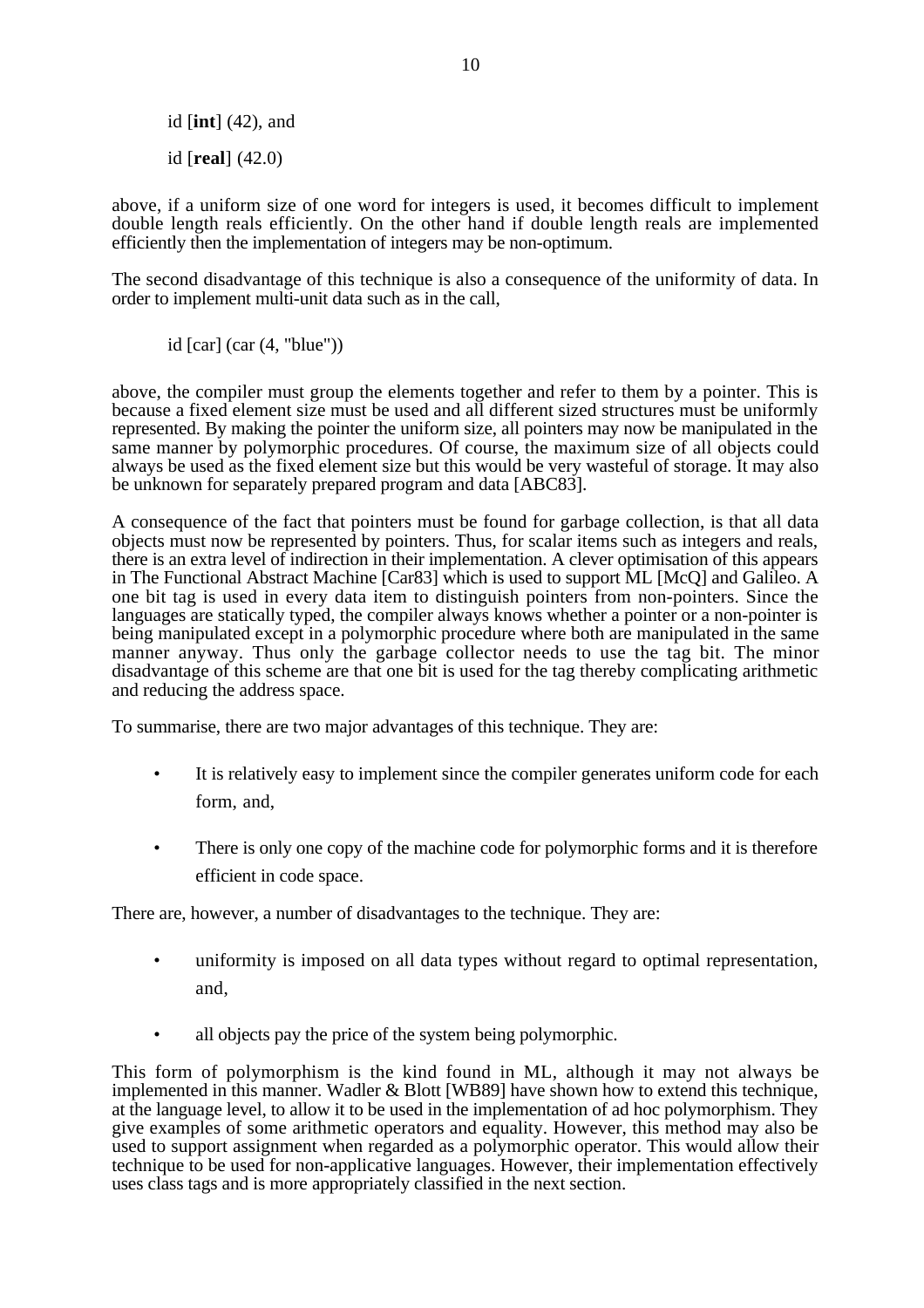id [**int**] (42), and

id [**real**] (42.0)

above, if a uniform size of one word for integers is used, it becomes difficult to implement double length reals efficiently. On the other hand if double length reals are implemented efficiently then the implementation of integers may be non-optimum.

The second disadvantage of this technique is also a consequence of the uniformity of data. In order to implement multi-unit data such as in the call,

id [car] (car (4, "blue"))

above, the compiler must group the elements together and refer to them by a pointer. This is because a fixed element size must be used and all different sized structures must be uniformly represented. By making the pointer the uniform size, all pointers may now be manipulated in the same manner by polymorphic procedures. Of course, the maximum size of all objects could always be used as the fixed element size but this would be very wasteful of storage. It may also be unknown for separately prepared program and data [ABC83].

A consequence of the fact that pointers must be found for garbage collection, is that all data objects must now be represented by pointers. Thus, for scalar items such as integers and reals, there is an extra level of indirection in their implementation. A clever optimisation of this appears in The Functional Abstract Machine [Car83] which is used to support ML [McQ] and Galileo. A one bit tag is used in every data item to distinguish pointers from non-pointers. Since the languages are statically typed, the compiler always knows whether a pointer or a non-pointer is being manipulated except in a polymorphic procedure where both are manipulated in the same manner anyway. Thus only the garbage collector needs to use the tag bit. The minor disadvantage of this scheme are that one bit is used for the tag thereby complicating arithmetic and reducing the address space.

To summarise, there are two major advantages of this technique. They are:

- It is relatively easy to implement since the compiler generates uniform code for each form, and,
- There is only one copy of the machine code for polymorphic forms and it is therefore efficient in code space.

There are, however, a number of disadvantages to the technique. They are:

- uniformity is imposed on all data types without regard to optimal representation, and,
- all objects pay the price of the system being polymorphic.

This form of polymorphism is the kind found in ML, although it may not always be implemented in this manner. Wadler & Blott [WB89] have shown how to extend this technique, at the language level, to allow it to be used in the implementation of ad hoc polymorphism. They give examples of some arithmetic operators and equality. However, this method may also be used to support assignment when regarded as a polymorphic operator. This would allow their technique to be used for non-applicative languages. However, their implementation effectively uses class tags and is more appropriately classified in the next section.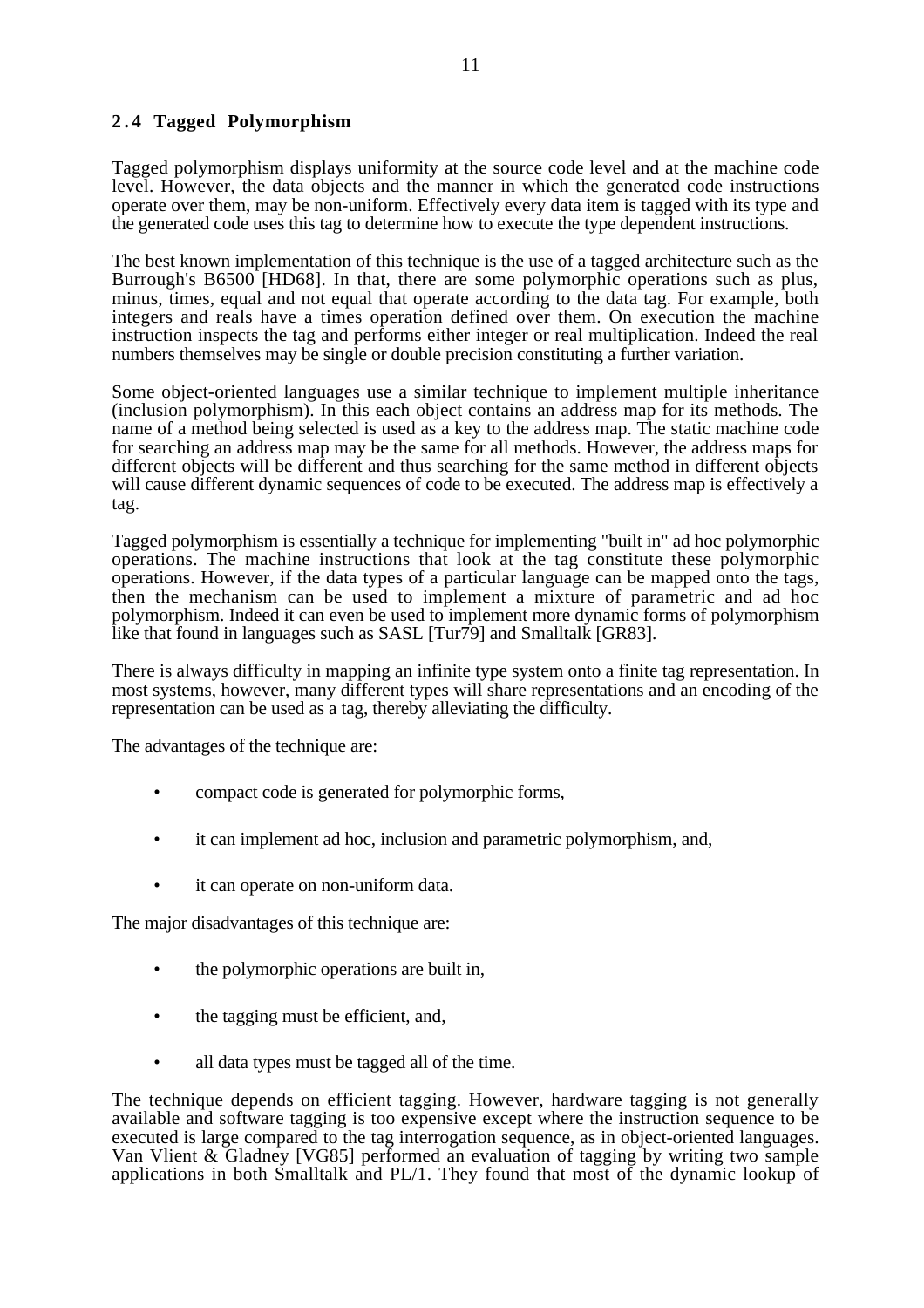## 2.4 Tagged Polymorphism

Tagged polymorphism displays uniformity at the source code level and at the machine code level. However, the data objects and the manner in which the generated code instructions operate over them, may be non-uniform. Effectively every data item is tagged with its type and the generated code uses this tag to determine how to execute the type dependent instructions.

The best known implementation of this technique is the use of a tagged architecture such as the Burrough's B6500 [HD68]. In that, there are some polymorphic operations such as plus, minus, times, equal and not equal that operate according to the data tag. For example, both integers and reals have a times operation defined over them. On execution the machine instruction inspects the tag and performs either integer or real multiplication. Indeed the real numbers themselves may be single or double precision constituting a further variation.

Some object-oriented languages use a similar technique to implement multiple inheritance (inclusion polymorphism). In this each object contains an address map for its methods. The name of a method being selected is used as a key to the address map. The static machine code for searching an address map may be the same for all methods. However, the address maps for different objects will be different and thus searching for the same method in different objects will cause different dynamic sequences of code to be executed. The address map is effectively a tag.

Tagged polymorphism is essentially a technique for implementing "built in" ad hoc polymorphic operations. The machine instructions that look at the tag constitute these polymorphic operations. However, if the data types of a particular language can be mapped onto the tags, then the mechanism can be used to implement a mixture of parametric and ad hoc polymorphism. Indeed it can even be used to implement more dynamic forms of polymorphism like that found in languages such as SASL [Tur79] and Smalltalk [GR83].

There is always difficulty in mapping an infinite type system onto a finite tag representation. In most systems, however, many different types will share representations and an encoding of the representation can be used as a tag, thereby alleviating the difficulty.

The advantages of the technique are:

- compact code is generated for polymorphic forms,
- it can implement ad hoc, inclusion and parametric polymorphism, and,
- it can operate on non-uniform data.

The major disadvantages of this technique are:

- the polymorphic operations are built in,
- the tagging must be efficient, and,
- all data types must be tagged all of the time.

The technique depends on efficient tagging. However, hardware tagging is not generally available and software tagging is too expensive except where the instruction sequence to be executed is large compared to the tag interrogation sequence, as in object-oriented languages. Van Vlient & Gladney [VG85] performed an evaluation of tagging by writing two sample applications in both Smalltalk and PL/1. They found that most of the dynamic lookup of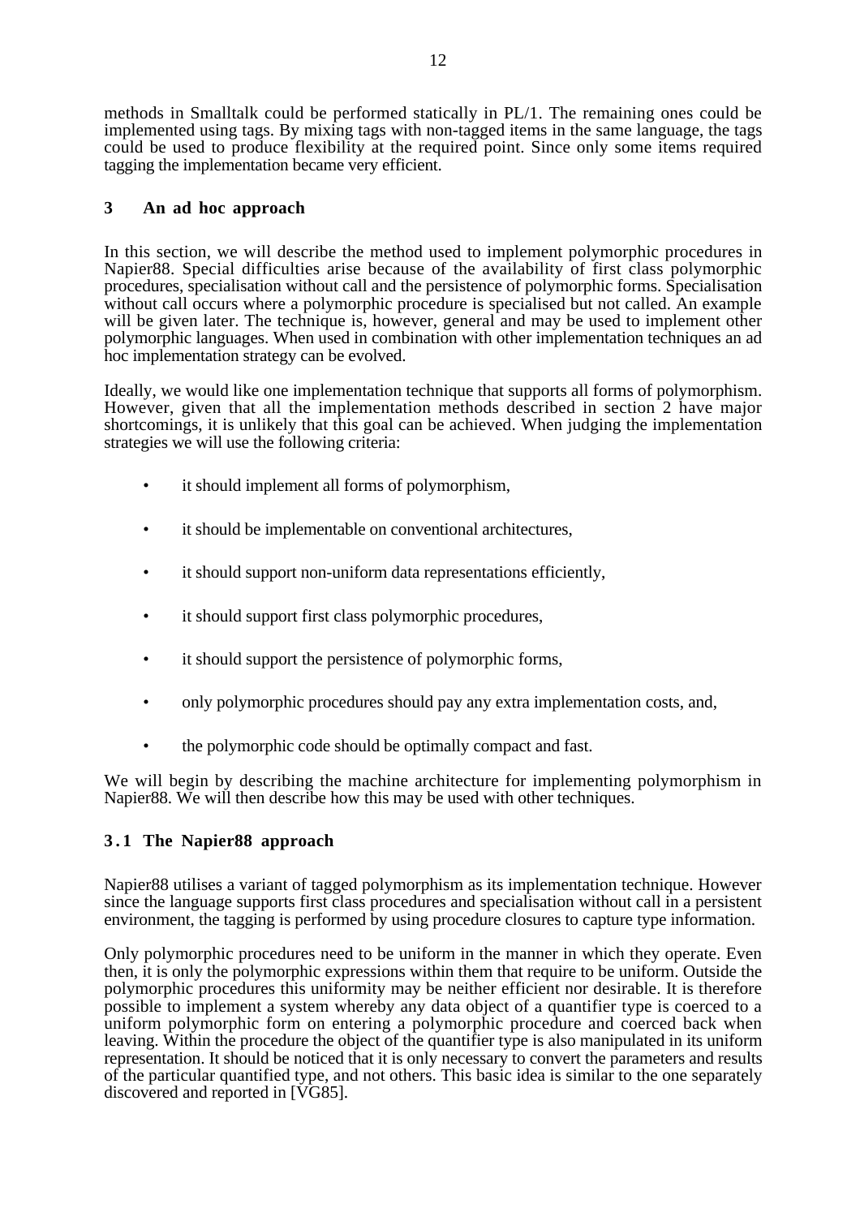methods in Smalltalk could be performed statically in PL/1. The remaining ones could be implemented using tags. By mixing tags with non-tagged items in the same language, the tags could be used to produce flexibility at the required point. Since only some items required tagging the implementation became very efficient.

## 3 An ad hoc approach

In this section, we will describe the method used to implement polymorphic procedures in Napier88. Special difficulties arise because of the availability of first class polymorphic procedures, specialisation without call and the persistence of polymorphic forms. Specialisation without call occurs where a polymorphic procedure is specialised but not called. An example will be given later. The technique is, however, general and may be used to implement other polymorphic languages. When used in combination with other implementation techniques an ad hoc implementation strategy can be evolved.

Ideally, we would like one implementation technique that supports all forms of polymorphism. However, given that all the implementation methods described in section 2 have major shortcomings, it is unlikely that this goal can be achieved. When judging the implementation strategies we will use the following criteria:

- it should implement all forms of polymorphism,
- it should be implementable on conventional architectures,
- it should support non-uniform data representations efficiently,
- it should support first class polymorphic procedures,
- it should support the persistence of polymorphic forms,
- only polymorphic procedures should pay any extra implementation costs, and,
- the polymorphic code should be optimally compact and fast.

We will begin by describing the machine architecture for implementing polymorphism in Napier88. We will then describe how this may be used with other techniques.

### 3.1 The Napier88 approach

Napier88 utilises a variant of tagged polymorphism as its implementation technique. However since the language supports first class procedures and specialisation without call in a persistent environment, the tagging is performed by using procedure closures to capture type information.

Only polymorphic procedures need to be uniform in the manner in which they operate. Even then, it is only the polymorphic expressions within them that require to be uniform. Outside the polymorphic procedures this uniformity may be neither efficient nor desirable. It is therefore possible to implement a system whereby any data object of a quantifier type is coerced to a uniform polymorphic form on entering a polymorphic procedure and coerced back when leaving. Within the procedure the object of the quantifier type is also manipulated in its uniform representation. It should be noticed that it is only necessary to convert the parameters and results of the particular quantified type, and not others. This basic idea is similar to the one separately discovered and reported in [VG85].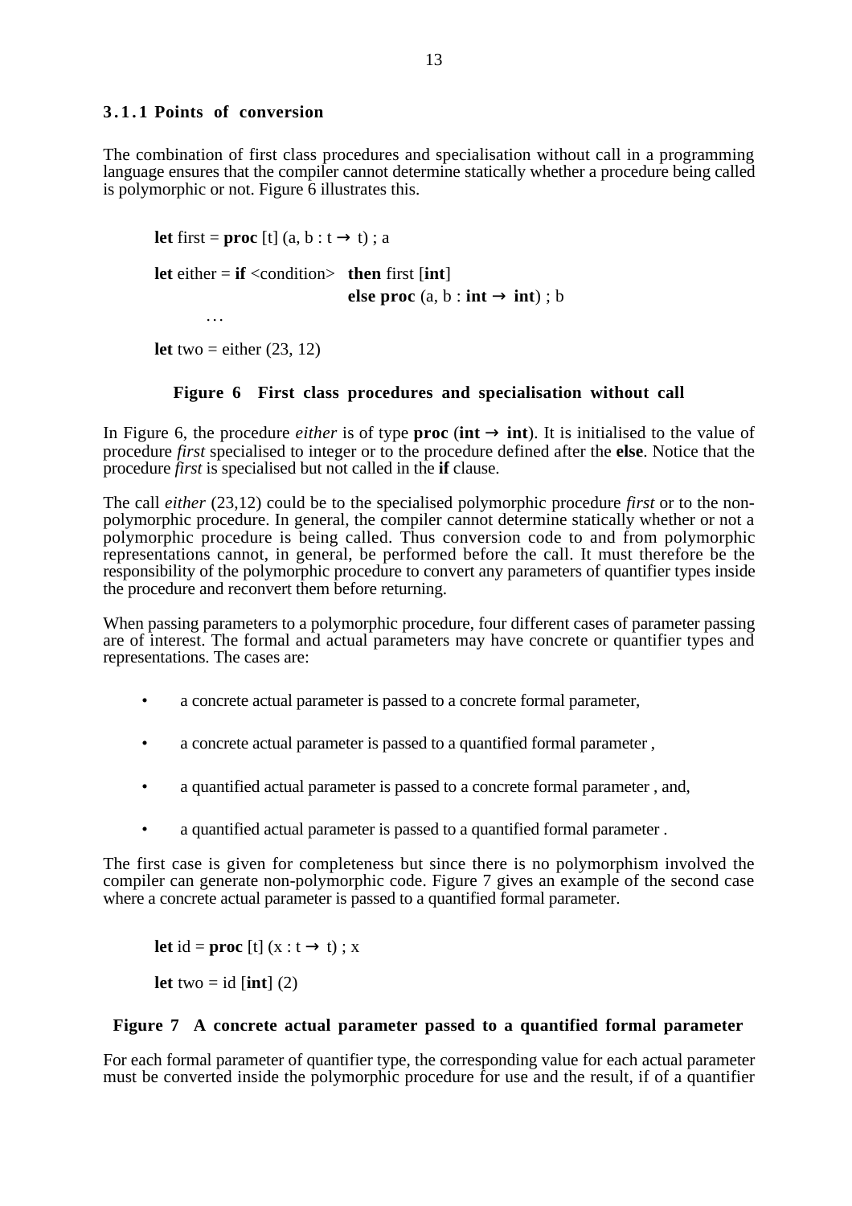### 3.1.1 Points of conversion

The combination of first class procedures and specialisation without call in a programming language ensures that the compiler cannot determine statically whether a procedure being called is polymorphic or not. Figure 6 illustrates this.

```
let first = proc [t] (a, b : t → t) ; a

let either = if <condition>   then first [int]
                              else proc (a, b : int → int) ; b
        …

let two = either (23, 12)
```

**Figure 6 First class procedures and specialisation without call**

In Figure 6, the procedure *either* is of type **proc** (**int** → **int**). It is initialised to the value of procedure *first* specialised to integer or to the procedure defined after the **else**. Notice that the procedure *first* is specialised but not called in the **if** clause.

The call *either* (23,12) could be to the specialised polymorphic procedure *first* or to the non-polymorphic procedure. In general, the compiler cannot determine statically whether or not a polymorphic procedure is being called. Thus conversion code to and from polymorphic representations cannot, in general, be performed before the call. It must therefore be the responsibility of the polymorphic procedure to convert any parameters of quantifier types inside the procedure and reconvert them before returning.

When passing parameters to a polymorphic procedure, four different cases of parameter passing are of interest. The formal and actual parameters may have concrete or quantifier types and representations. The cases are:

- a concrete actual parameter is passed to a concrete formal parameter,
- a concrete actual parameter is passed to a quantified formal parameter ,
- a quantified actual parameter is passed to a concrete formal parameter , and,
- a quantified actual parameter is passed to a quantified formal parameter .

The first case is given for completeness but since there is no polymorphism involved the compiler can generate non-polymorphic code. Figure 7 gives an example of the second case where a concrete actual parameter is passed to a quantified formal parameter.

```
let id = proc [t] (x : t → t) ; x

let two = id [int] (2)
```

**Figure 7 A concrete actual parameter passed to a quantified formal parameter**

For each formal parameter of quantifier type, the corresponding value for each actual parameter must be converted inside the polymorphic procedure for use and the result, if of a quantifier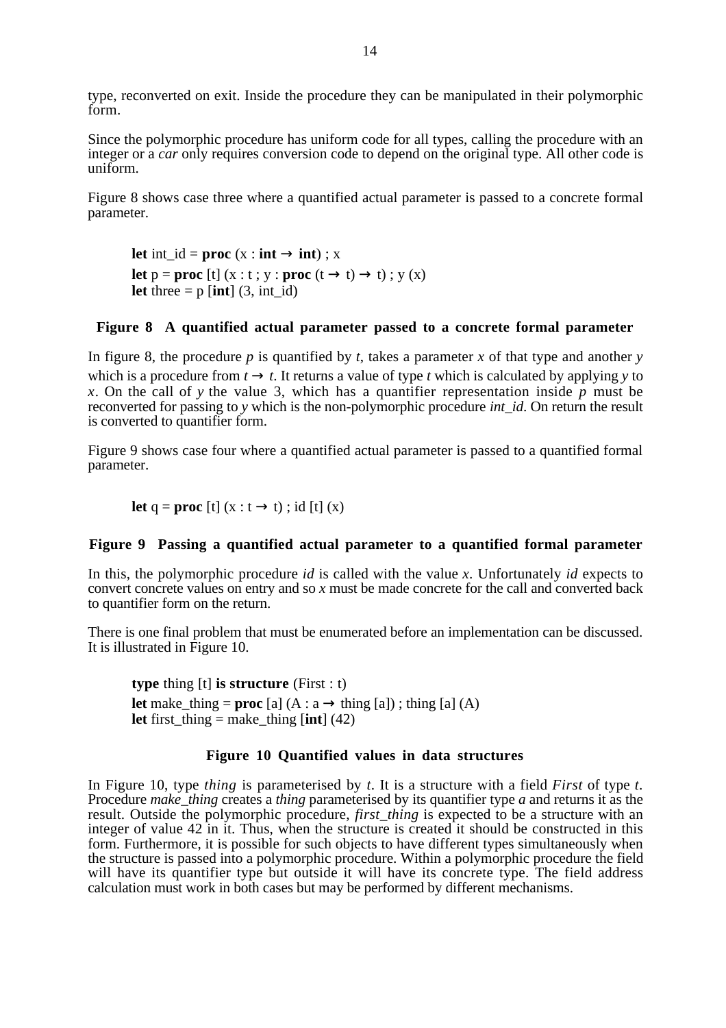type, reconverted on exit. Inside the procedure they can be manipulated in their polymorphic form.

Since the polymorphic procedure has uniform code for all types, calling the procedure with an integer or a *car* only requires conversion code to depend on the original type. All other code is uniform.

Figure 8 shows case three where a quantified actual parameter is passed to a concrete formal parameter.

```
let int_id = proc (x : int → int) ; x
let p = proc [t] (x : t ; y : proc (t → t) → t) ; y (x)
let three = p [int] (3, int_id)
```

**Figure 8 A quantified actual parameter passed to a concrete formal parameter**

In figure 8, the procedure *p* is quantified by *t*, takes a parameter *x* of that type and another *y* which is a procedure from *t* → *t*. It returns a value of type *t* which is calculated by applying *y* to *x*. On the call of *y* the value 3, which has a quantifier representation inside *p* must be reconverted for passing to *y* which is the non-polymorphic procedure *int_id*. On return the result is converted to quantifier form.

Figure 9 shows case four where a quantified actual parameter is passed to a quantified formal parameter.

```
let q = proc [t] (x : t → t) ; id [t] (x)
```

**Figure 9 Passing a quantified actual parameter to a quantified formal parameter**

In this, the polymorphic procedure *id* is called with the value *x*. Unfortunately *id* expects to convert concrete values on entry and so *x* must be made concrete for the call and converted back to quantifier form on the return.

There is one final problem that must be enumerated before an implementation can be discussed. It is illustrated in Figure 10.

```
type thing [t] is structure (First : t)
let make_thing = proc [a] (A : a → thing [a]) ; thing [a] (A)
let first_thing = make_thing [int] (42)
```

**Figure 10 Quantified values in data structures**

In Figure 10, type *thing* is parameterised by *t*. It is a structure with a field *First* of type *t*. Procedure *make_thing* creates a *thing* parameterised by its quantifier type *a* and returns it as the result. Outside the polymorphic procedure, *first_thing* is expected to be a structure with an integer of value 42 in it. Thus, when the structure is created it should be constructed in this form. Furthermore, it is possible for such objects to have different types simultaneously when the structure is passed into a polymorphic procedure. Within a polymorphic procedure the field will have its quantifier type but outside it will have its concrete type. The field address calculation must work in both cases but may be performed by different mechanisms.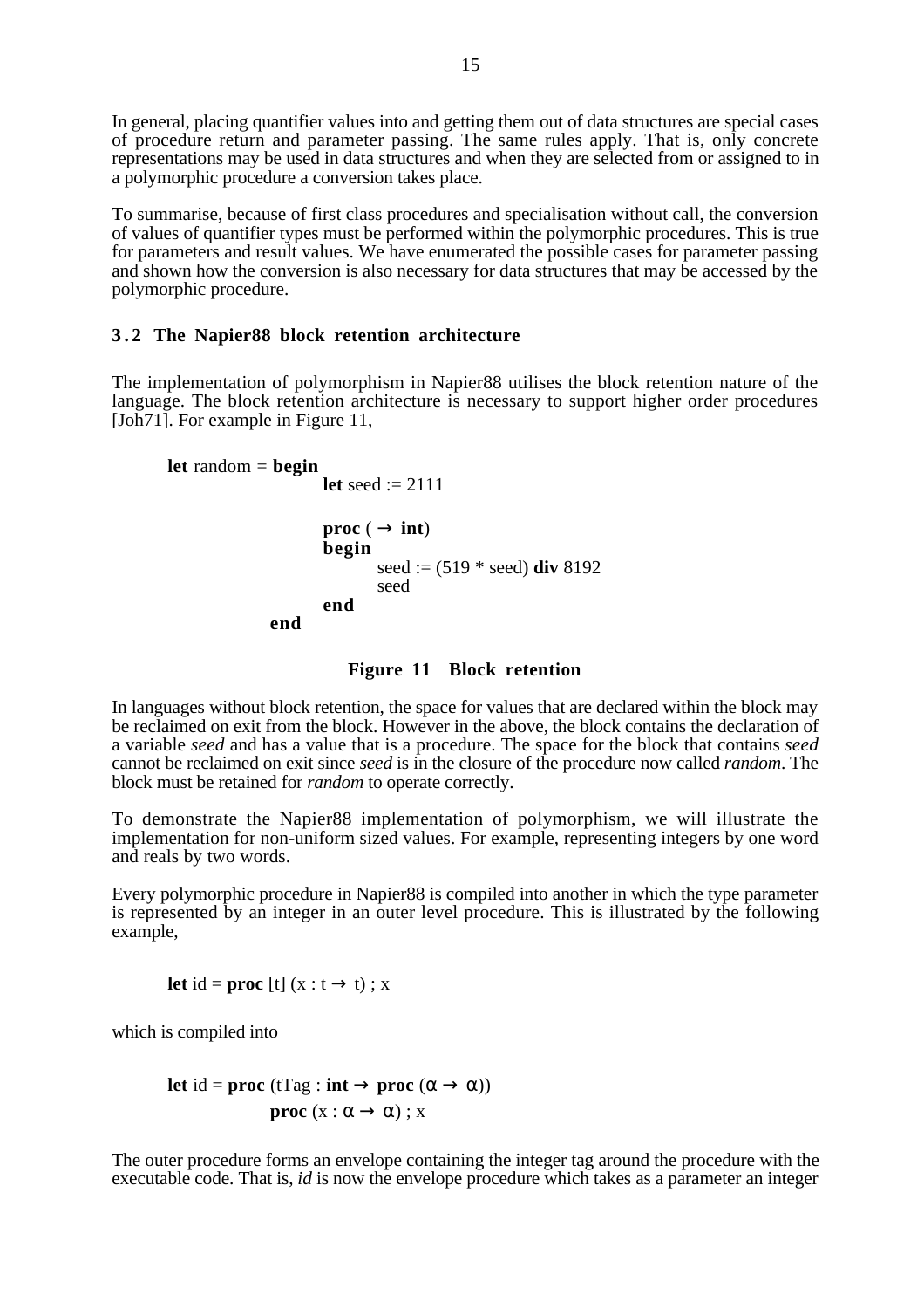In general, placing quantifier values into and getting them out of data structures are special cases of procedure return and parameter passing. The same rules apply. That is, only concrete representations may be used in data structures and when they are selected from or assigned to in a polymorphic procedure a conversion takes place.

To summarise, because of first class procedures and specialisation without call, the conversion of values of quantifier types must be performed within the polymorphic procedures. This is true for parameters and result values. We have enumerated the possible cases for parameter passing and shown how the conversion is also necessary for data structures that may be accessed by the polymorphic procedure.

### 3.2 The Napier88 block retention architecture

The implementation of polymorphism in Napier88 utilises the block retention nature of the language. The block retention architecture is necessary to support higher order procedures [Joh71]. For example in Figure 11,

```
let random = begin
                 let seed := 2111

                 proc ( → int)
                 begin
                         seed := (519 * seed) div 8192
                         seed
                 end
             end
```

**Figure 11 Block retention**

In languages without block retention, the space for values that are declared within the block may be reclaimed on exit from the block. However in the above, the block contains the declaration of a variable *seed* and has a value that is a procedure. The space for the block that contains *seed* cannot be reclaimed on exit since *seed* is in the closure of the procedure now called *random*. The block must be retained for *random* to operate correctly.

To demonstrate the Napier88 implementation of polymorphism, we will illustrate the implementation for non-uniform sized values. For example, representing integers by one word and reals by two words.

Every polymorphic procedure in Napier88 is compiled into another in which the type parameter is represented by an integer in an outer level procedure. This is illustrated by the following example,

```
let id = proc [t] (x : t → t) ; x
```

which is compiled into

```
let id = proc (tTag : int → proc (α → α))
             proc (x : α → α) ; x
```

The outer procedure forms an envelope containing the integer tag around the procedure with the executable code. That is, *id* is now the envelope procedure which takes as a parameter an integer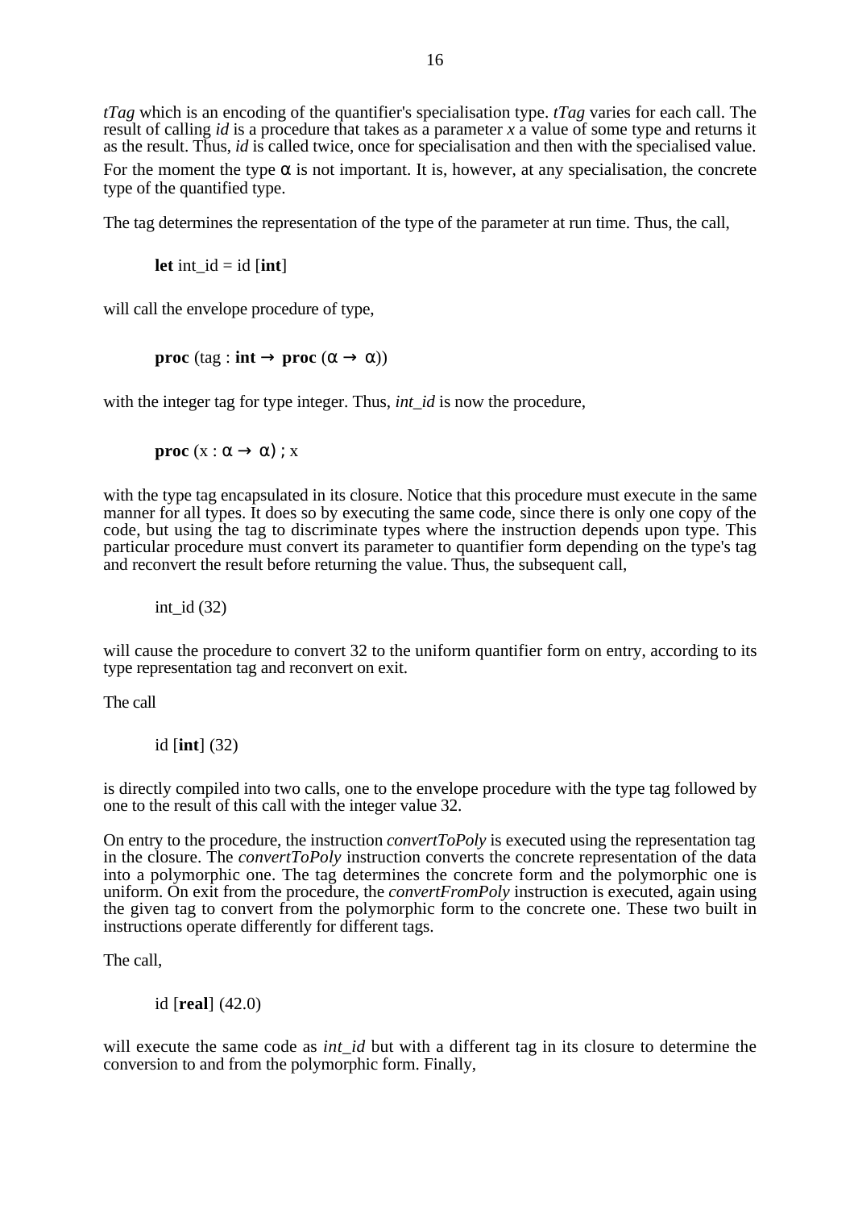*tTag* which is an encoding of the quantifier's specialisation type. *tTag* varies for each call. The result of calling *id* is a procedure that takes as a parameter *x* a value of some type and returns it as the result. Thus, *id* is called twice, once for specialisation and then with the specialised value. For the moment the type α is not important. It is, however, at any specialisation, the concrete type of the quantified type.

The tag determines the representation of the type of the parameter at run time. Thus, the call,

> **let** int_id = id [**int**]

will call the envelope procedure of type,

> **proc** (tag : **int** → **proc** (α → α))

with the integer tag for type integer. Thus, *int_id* is now the procedure,

> **proc** (x : α → α) ; x

with the type tag encapsulated in its closure. Notice that this procedure must execute in the same manner for all types. It does so by executing the same code, since there is only one copy of the code, but using the tag to discriminate types where the instruction depends upon type. This particular procedure must convert its parameter to quantifier form depending on the type's tag and reconvert the result before returning the value. Thus, the subsequent call,

> int_id (32)

will cause the procedure to convert 32 to the uniform quantifier form on entry, according to its type representation tag and reconvert on exit.

The call

> id [**int**] (32)

is directly compiled into two calls, one to the envelope procedure with the type tag followed by one to the result of this call with the integer value 32.

On entry to the procedure, the instruction *convertToPoly* is executed using the representation tag in the closure. The *convertToPoly* instruction converts the concrete representation of the data into a polymorphic one. The tag determines the concrete form and the polymorphic one is uniform. On exit from the procedure, the *convertFromPoly* instruction is executed, again using the given tag to convert from the polymorphic form to the concrete one. These two built in instructions operate differently for different tags.

The call,

> id [**real**] (42.0)

will execute the same code as *int_id* but with a different tag in its closure to determine the conversion to and from the polymorphic form. Finally,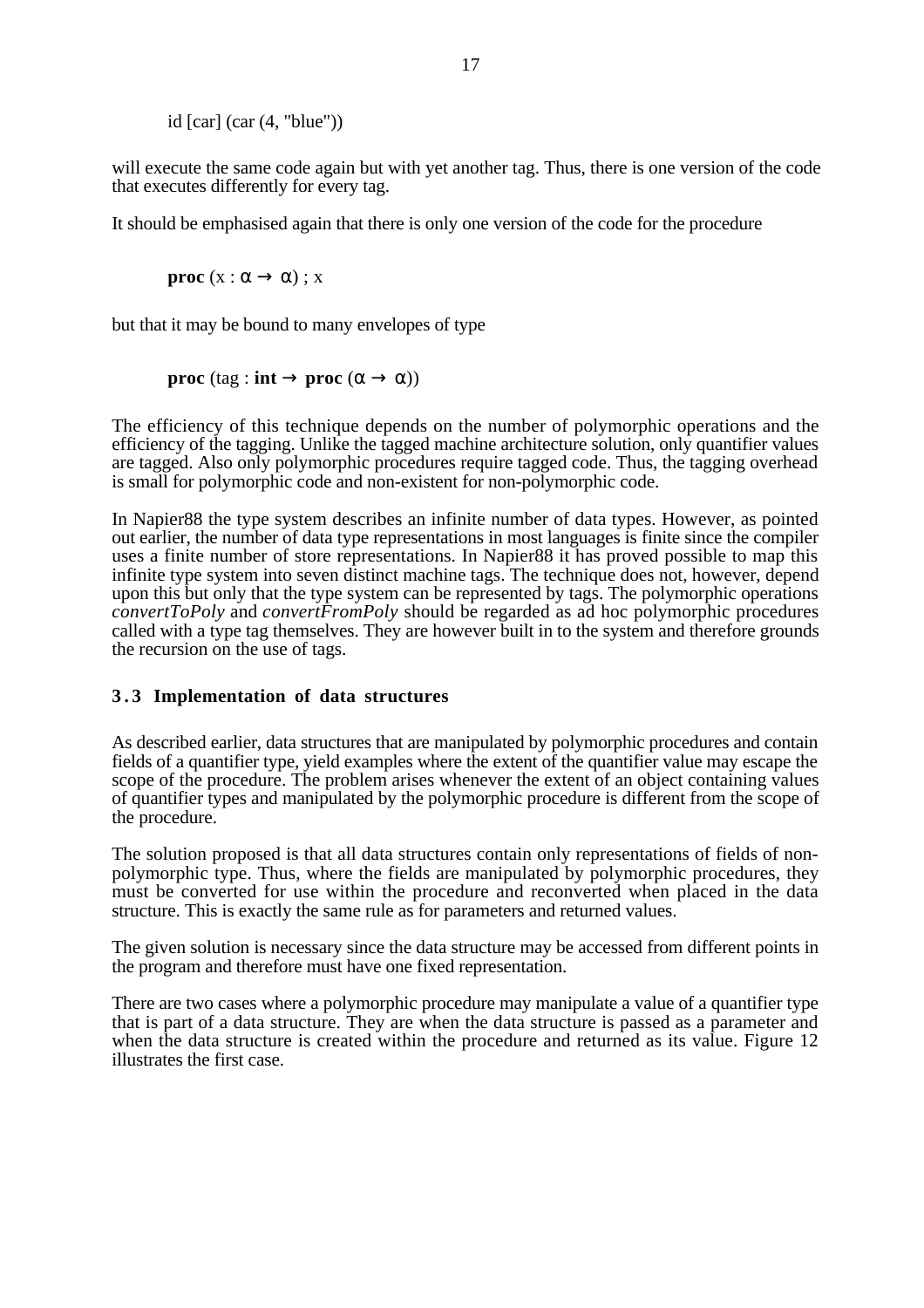```
id [car] (car (4, "blue"))
```

will execute the same code again but with yet another tag. Thus, there is one version of the code that executes differently for every tag.

It should be emphasised again that there is only one version of the code for the procedure

**proc** (x : $\alpha \rightarrow \alpha$) ; x

but that it may be bound to many envelopes of type

**proc** (tag : **int** $\rightarrow$ **proc** ($\alpha \rightarrow \alpha$))

The efficiency of this technique depends on the number of polymorphic operations and the efficiency of the tagging. Unlike the tagged machine architecture solution, only quantifier values are tagged. Also only polymorphic procedures require tagged code. Thus, the tagging overhead is small for polymorphic code and non-existent for non-polymorphic code.

In Napier88 the type system describes an infinite number of data types. However, as pointed out earlier, the number of data type representations in most languages is finite since the compiler uses a finite number of store representations. In Napier88 it has proved possible to map this infinite type system into seven distinct machine tags. The technique does not, however, depend upon this but only that the type system can be represented by tags. The polymorphic operations *convertToPoly* and *convertFromPoly* should be regarded as ad hoc polymorphic procedures called with a type tag themselves. They are however built in to the system and therefore grounds the recursion on the use of tags.

### 3.3 Implementation of data structures

As described earlier, data structures that are manipulated by polymorphic procedures and contain fields of a quantifier type, yield examples where the extent of the quantifier value may escape the scope of the procedure. The problem arises whenever the extent of an object containing values of quantifier types and manipulated by the polymorphic procedure is different from the scope of the procedure.

The solution proposed is that all data structures contain only representations of fields of non-polymorphic type. Thus, where the fields are manipulated by polymorphic procedures, they must be converted for use within the procedure and reconverted when placed in the data structure. This is exactly the same rule as for parameters and returned values.

The given solution is necessary since the data structure may be accessed from different points in the program and therefore must have one fixed representation.

There are two cases where a polymorphic procedure may manipulate a value of a quantifier type that is part of a data structure. They are when the data structure is passed as a parameter and when the data structure is created within the procedure and returned as its value. Figure 12 illustrates the first case.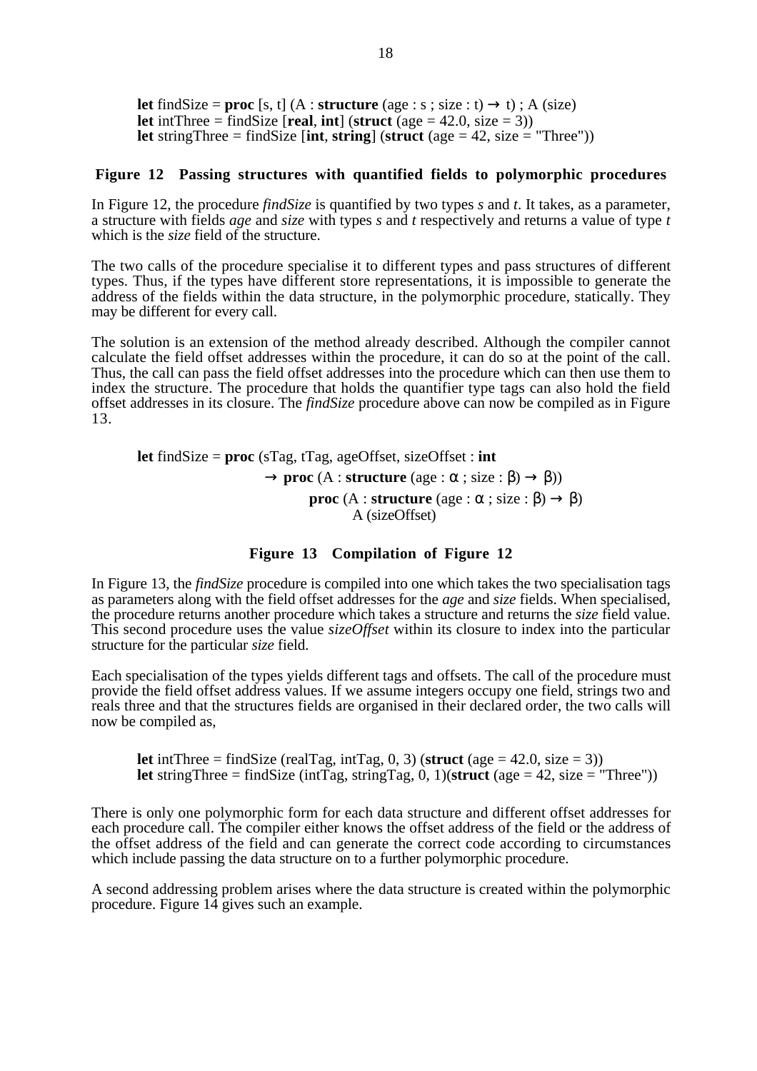```
let findSize = proc [s, t] (A : structure (age : s ; size : t) → t) ; A (size)
let intThree = findSize [real, int] (struct (age = 42.0, size = 3))
let stringThree = findSize [int, string] (struct (age = 42, size = "Three"))
```

**Figure 12 Passing structures with quantified fields to polymorphic procedures**

In Figure 12, the procedure *findSize* is quantified by two types *s* and *t*. It takes, as a parameter, a structure with fields *age* and *size* with types *s* and *t* respectively and returns a value of type *t* which is the *size* field of the structure.

The two calls of the procedure specialise it to different types and pass structures of different types. Thus, if the types have different store representations, it is impossible to generate the address of the fields within the data structure, in the polymorphic procedure, statically. They may be different for every call.

The solution is an extension of the method already described. Although the compiler cannot calculate the field offset addresses within the procedure, it can do so at the point of the call. Thus, the call can pass the field offset addresses into the procedure which can then use them to index the structure. The procedure that holds the quantifier type tags can also hold the field offset addresses in its closure. The *findSize* procedure above can now be compiled as in Figure 13.

```
let findSize = proc (sTag, tTag, ageOffset, sizeOffset : int
                    → proc (A : structure (age : α ; size : β) → β))
                         proc (A : structure (age : α ; size : β) → β)
                              A (sizeOffset)
```

**Figure 13 Compilation of Figure 12**

In Figure 13, the *findSize* procedure is compiled into one which takes the two specialisation tags as parameters along with the field offset addresses for the *age* and *size* fields. When specialised, the procedure returns another procedure which takes a structure and returns the *size* field value. This second procedure uses the value *sizeOffset* within its closure to index into the particular structure for the particular *size* field.

Each specialisation of the types yields different tags and offsets. The call of the procedure must provide the field offset address values. If we assume integers occupy one field, strings two and reals three and that the structures fields are organised in their declared order, the two calls will now be compiled as,

```
let intThree = findSize (realTag, intTag, 0, 3) (struct (age = 42.0, size = 3))
let stringThree = findSize (intTag, stringTag, 0, 1)(struct (age = 42, size = "Three"))
```

There is only one polymorphic form for each data structure and different offset addresses for each procedure call. The compiler either knows the offset address of the field or the address of the offset address of the field and can generate the correct code according to circumstances which include passing the data structure on to a further polymorphic procedure.

A second addressing problem arises where the data structure is created within the polymorphic procedure. Figure 14 gives such an example.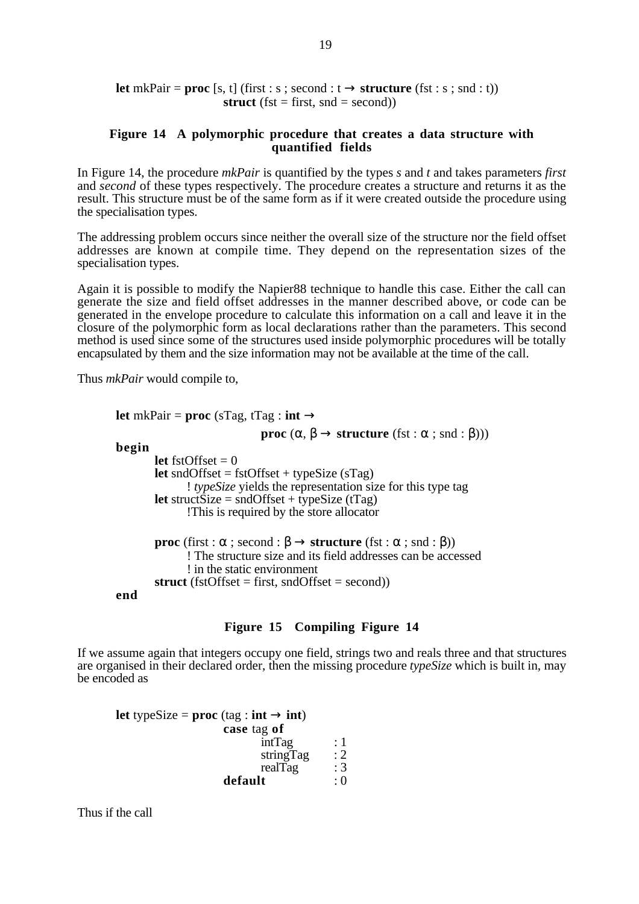```
let mkPair = proc [s, t] (first : s ; second : t → structure (fst : s ; snd : t))
                    struct (fst = first, snd = second))
```

**Figure 14 A polymorphic procedure that creates a data structure with quantified fields**

In Figure 14, the procedure *mkPair* is quantified by the types *s* and *t* and takes parameters *first* and *second* of these types respectively. The procedure creates a structure and returns it as the result. This structure must be of the same form as if it were created outside the procedure using the specialisation types.

The addressing problem occurs since neither the overall size of the structure nor the field offset addresses are known at compile time. They depend on the representation sizes of the specialisation types.

Again it is possible to modify the Napier88 technique to handle this case. Either the call can generate the size and field offset addresses in the manner described above, or code can be generated in the envelope procedure to calculate this information on a call and leave it in the closure of the polymorphic form as local declarations rather than the parameters. This second method is used since some of the structures used inside polymorphic procedures will be totally encapsulated by them and the size information may not be available at the time of the call.

Thus *mkPair* would compile to,

```
let mkPair = proc (sTag, tTag : int →
                        proc (α, β → structure (fst : α ; snd : β)))
begin
        let fstOffset = 0
        let sndOffset = fstOffset + typeSize (sTag)
                ! typeSize yields the representation size for this type tag
        let structSize = sndOffset + typeSize (tTag)
                !This is required by the store allocator

        proc (first : α ; second : β → structure (fst : α ; snd : β))
                ! The structure size and its field addresses can be accessed
                ! in the static environment
        struct (fstOffset = first, sndOffset = second))
end
```

**Figure 15 Compiling Figure 14**

If we assume again that integers occupy one field, strings two and reals three and that structures are organised in their declared order, then the missing procedure *typeSize* which is built in, may be encoded as

```
let typeSize = proc (tag : int → int)
                    case tag of
                            intTag       : 1
                            stringTag    : 2
                            realTag      : 3
                    default              : 0
```

Thus if the call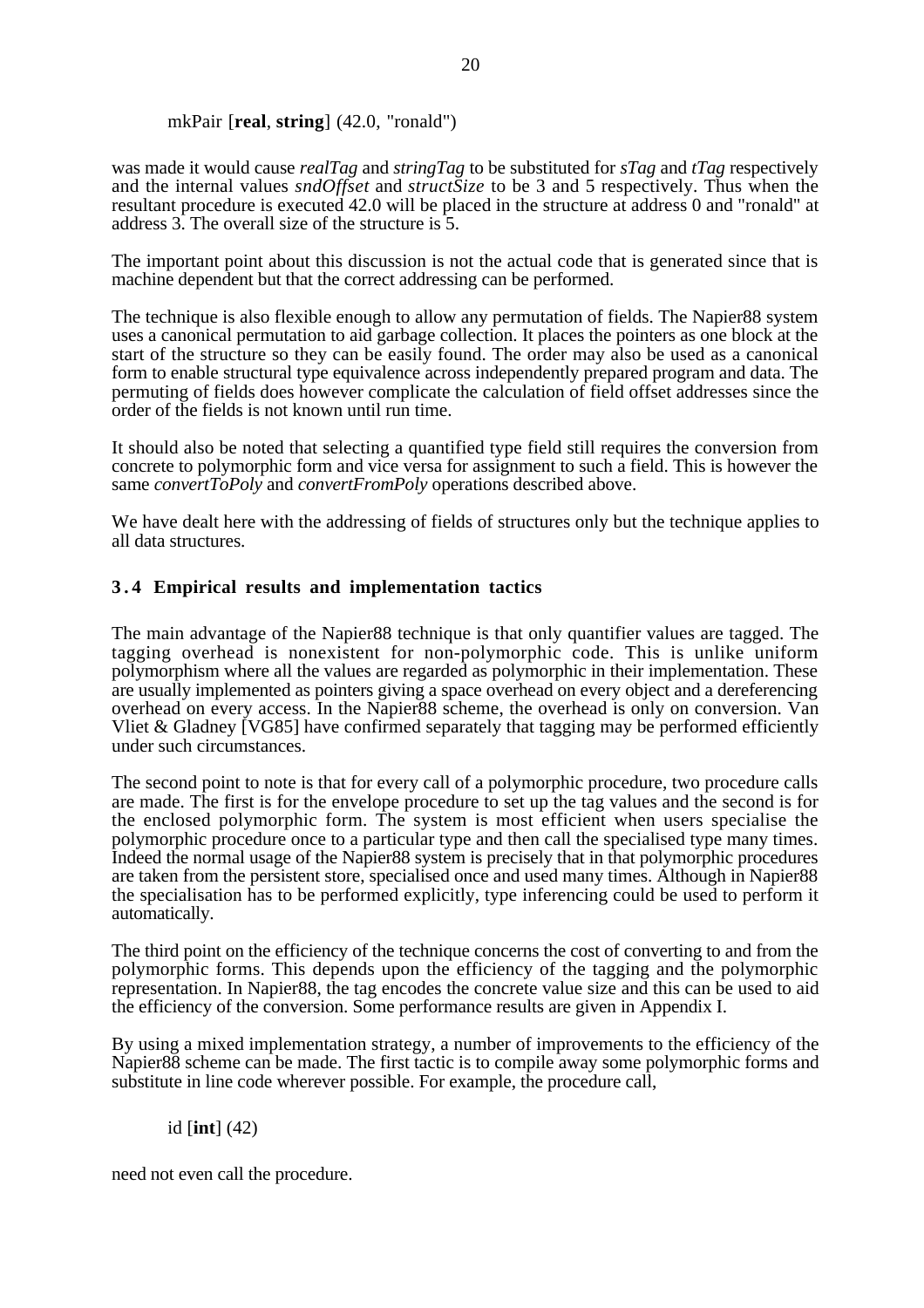mkPair [**real**, **string**] (42.0, "ronald")

was made it would cause *realTag* and *stringTag* to be substituted for *sTag* and *tTag* respectively and the internal values *sndOffset* and *structSize* to be 3 and 5 respectively. Thus when the resultant procedure is executed 42.0 will be placed in the structure at address 0 and "ronald" at address 3. The overall size of the structure is 5.

The important point about this discussion is not the actual code that is generated since that is machine dependent but that the correct addressing can be performed.

The technique is also flexible enough to allow any permutation of fields. The Napier88 system uses a canonical permutation to aid garbage collection. It places the pointers as one block at the start of the structure so they can be easily found. The order may also be used as a canonical form to enable structural type equivalence across independently prepared program and data. The permuting of fields does however complicate the calculation of field offset addresses since the order of the fields is not known until run time.

It should also be noted that selecting a quantified type field still requires the conversion from concrete to polymorphic form and vice versa for assignment to such a field. This is however the same *convertToPoly* and *convertFromPoly* operations described above.

We have dealt here with the addressing of fields of structures only but the technique applies to all data structures.

### 3.4 Empirical results and implementation tactics

The main advantage of the Napier88 technique is that only quantifier values are tagged. The tagging overhead is nonexistent for non-polymorphic code. This is unlike uniform polymorphism where all the values are regarded as polymorphic in their implementation. These are usually implemented as pointers giving a space overhead on every object and a dereferencing overhead on every access. In the Napier88 scheme, the overhead is only on conversion. Van Vliet & Gladney [VG85] have confirmed separately that tagging may be performed efficiently under such circumstances.

The second point to note is that for every call of a polymorphic procedure, two procedure calls are made. The first is for the envelope procedure to set up the tag values and the second is for the enclosed polymorphic form. The system is most efficient when users specialise the polymorphic procedure once to a particular type and then call the specialised type many times. Indeed the normal usage of the Napier88 system is precisely that in that polymorphic procedures are taken from the persistent store, specialised once and used many times. Although in Napier88 the specialisation has to be performed explicitly, type inferencing could be used to perform it automatically.

The third point on the efficiency of the technique concerns the cost of converting to and from the polymorphic forms. This depends upon the efficiency of the tagging and the polymorphic representation. In Napier88, the tag encodes the concrete value size and this can be used to aid the efficiency of the conversion. Some performance results are given in Appendix I.

By using a mixed implementation strategy, a number of improvements to the efficiency of the Napier88 scheme can be made. The first tactic is to compile away some polymorphic forms and substitute in line code wherever possible. For example, the procedure call,

id [**int**] (42)

need not even call the procedure.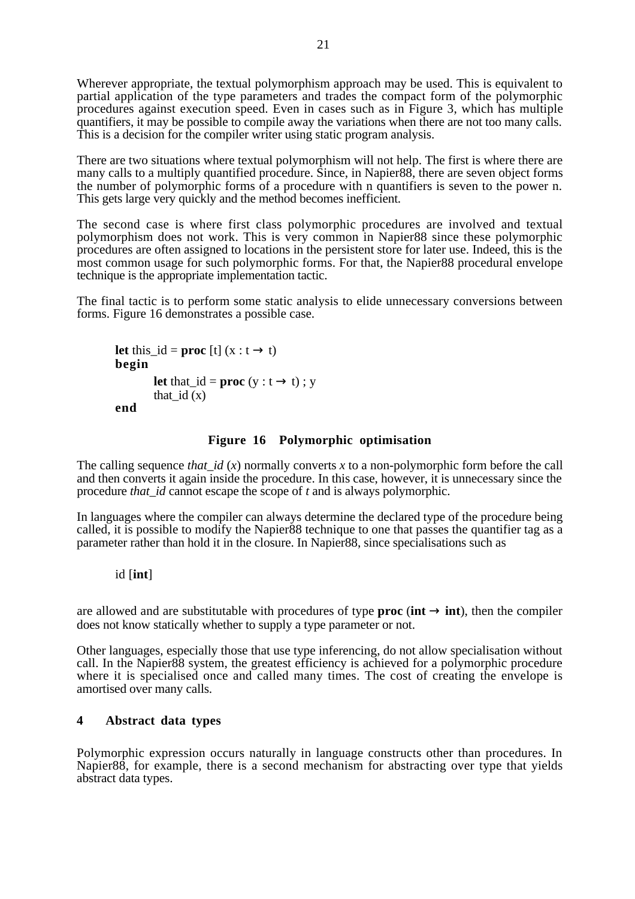Wherever appropriate, the textual polymorphism approach may be used. This is equivalent to partial application of the type parameters and trades the compact form of the polymorphic procedures against execution speed. Even in cases such as in Figure 3, which has multiple quantifiers, it may be possible to compile away the variations when there are not too many calls. This is a decision for the compiler writer using static program analysis.

There are two situations where textual polymorphism will not help. The first is where there are many calls to a multiply quantified procedure. Since, in Napier88, there are seven object forms the number of polymorphic forms of a procedure with n quantifiers is seven to the power n. This gets large very quickly and the method becomes inefficient.

The second case is where first class polymorphic procedures are involved and textual polymorphism does not work. This is very common in Napier88 since these polymorphic procedures are often assigned to locations in the persistent store for later use. Indeed, this is the most common usage for such polymorphic forms. For that, the Napier88 procedural envelope technique is the appropriate implementation tactic.

The final tactic is to perform some static analysis to elide unnecessary conversions between forms. Figure 16 demonstrates a possible case.

```
let this_id = proc [t] (x : t → t)
begin
        let that_id = proc (y : t → t) ; y
        that_id (x)
end
```

**Figure 16 Polymorphic optimisation**

The calling sequence *that_id* (*x*) normally converts *x* to a non-polymorphic form before the call and then converts it again inside the procedure. In this case, however, it is unnecessary since the procedure *that_id* cannot escape the scope of *t* and is always polymorphic.

In languages where the compiler can always determine the declared type of the procedure being called, it is possible to modify the Napier88 technique to one that passes the quantifier tag as a parameter rather than hold it in the closure. In Napier88, since specialisations such as

id [**int**]

are allowed and are substitutable with procedures of type **proc** (**int** → **int**), then the compiler does not know statically whether to supply a type parameter or not.

Other languages, especially those that use type inferencing, do not allow specialisation without call. In the Napier88 system, the greatest efficiency is achieved for a polymorphic procedure where it is specialised once and called many times. The cost of creating the envelope is amortised over many calls.

## 4 Abstract data types

Polymorphic expression occurs naturally in language constructs other than procedures. In Napier88, for example, there is a second mechanism for abstracting over type that yields abstract data types.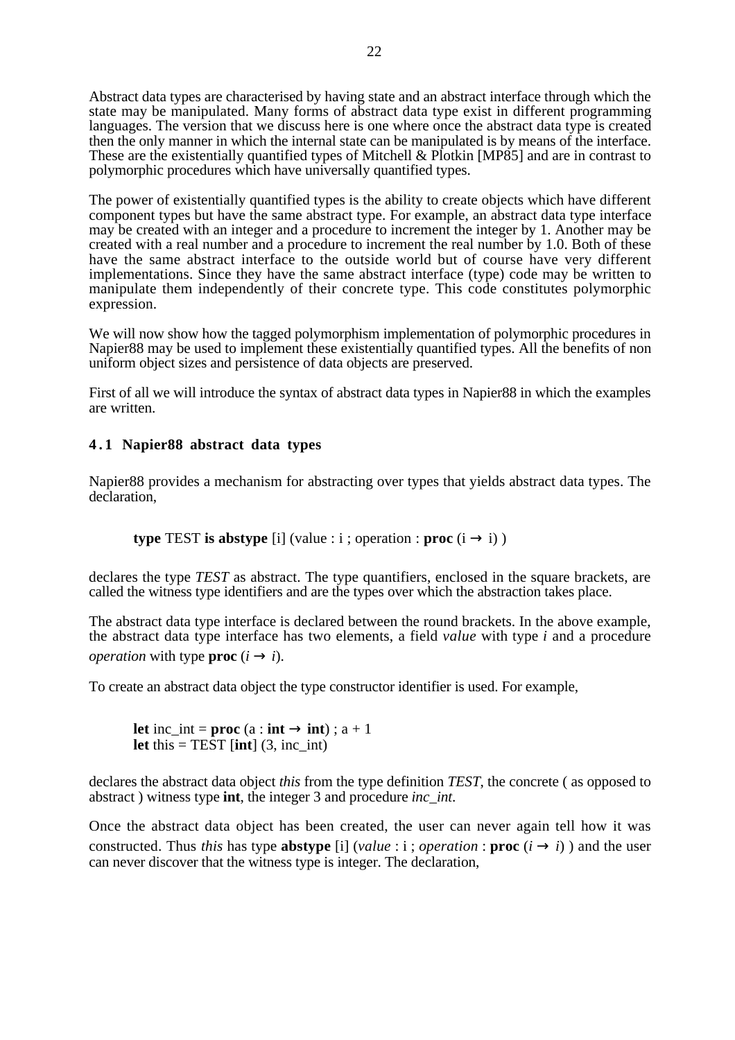Abstract data types are characterised by having state and an abstract interface through which the state may be manipulated. Many forms of abstract data type exist in different programming languages. The version that we discuss here is one where once the abstract data type is created then the only manner in which the internal state can be manipulated is by means of the interface. These are the existentially quantified types of Mitchell & Plotkin [MP85] and are in contrast to polymorphic procedures which have universally quantified types.

The power of existentially quantified types is the ability to create objects which have different component types but have the same abstract type. For example, an abstract data type interface may be created with an integer and a procedure to increment the integer by 1. Another may be created with a real number and a procedure to increment the real number by 1.0. Both of these have the same abstract interface to the outside world but of course have very different implementations. Since they have the same abstract interface (type) code may be written to manipulate them independently of their concrete type. This code constitutes polymorphic expression.

We will now show how the tagged polymorphism implementation of polymorphic procedures in Napier88 may be used to implement these existentially quantified types. All the benefits of non uniform object sizes and persistence of data objects are preserved.

First of all we will introduce the syntax of abstract data types in Napier88 in which the examples are written.

## 4.1 Napier88 abstract data types

Napier88 provides a mechanism for abstracting over types that yields abstract data types. The declaration,

> **type** TEST **is abstype** [i] (value : i ; operation : **proc** (i → i) )

declares the type *TEST* as abstract. The type quantifiers, enclosed in the square brackets, are called the witness type identifiers and are the types over which the abstraction takes place.

The abstract data type interface is declared between the round brackets. In the above example, the abstract data type interface has two elements, a field *value* with type *i* and a procedure *operation* with type **proc** (*i* → *i*).

To create an abstract data object the type constructor identifier is used. For example,

> **let** inc_int = **proc** (a : **int** → **int**) ; a + 1
> **let** this = TEST [**int**] (3, inc_int)

declares the abstract data object *this* from the type definition *TEST*, the concrete ( as opposed to abstract ) witness type **int**, the integer 3 and procedure *inc_int*.

Once the abstract data object has been created, the user can never again tell how it was constructed. Thus *this* has type **abstype** [i] (*value* : i ; *operation* : **proc** (*i* → *i*) ) and the user can never discover that the witness type is integer. The declaration,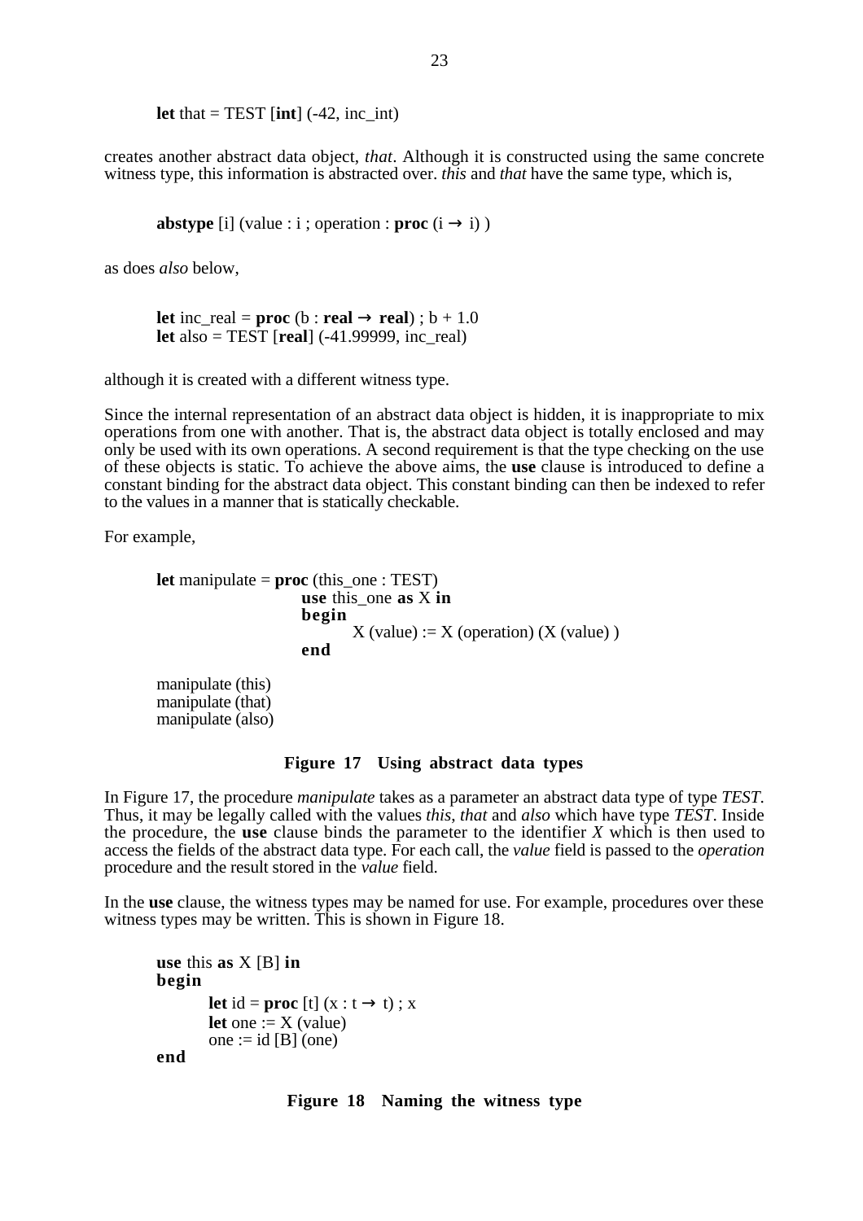```
let that = TEST [int] (-42, inc_int)
```

creates another abstract data object, *that*. Although it is constructed using the same concrete witness type, this information is abstracted over. *this* and *that* have the same type, which is,

```
abstype [i] (value : i ; operation : proc (i → i) )
```

as does *also* below,

```
let inc_real = proc (b : real → real) ; b + 1.0
let also = TEST [real] (-41.99999, inc_real)
```

although it is created with a different witness type.

Since the internal representation of an abstract data object is hidden, it is inappropriate to mix operations from one with another. That is, the abstract data object is totally enclosed and may only be used with its own operations. A second requirement is that the type checking on the use of these objects is static. To achieve the above aims, the **use** clause is introduced to define a constant binding for the abstract data object. This constant binding can then be indexed to refer to the values in a manner that is statically checkable.

For example,

```
let manipulate = proc (this_one : TEST)
                    use this_one as X in
                    begin
                        X (value) := X (operation) (X (value) )
                    end

manipulate (this)
manipulate (that)
manipulate (also)
```

**Figure 17 Using abstract data types**

In Figure 17, the procedure *manipulate* takes as a parameter an abstract data type of type *TEST*. Thus, it may be legally called with the values *this*, *that* and *also* which have type *TEST*. Inside the procedure, the **use** clause binds the parameter to the identifier *X* which is then used to access the fields of the abstract data type. For each call, the *value* field is passed to the *operation* procedure and the result stored in the *value* field.

In the **use** clause, the witness types may be named for use. For example, procedures over these witness types may be written. This is shown in Figure 18.

```
use this as X [B] in
begin
    let id = proc [t] (x : t → t) ; x
    let one := X (value)
    one := id [B] (one)
end
```

**Figure 18 Naming the witness type**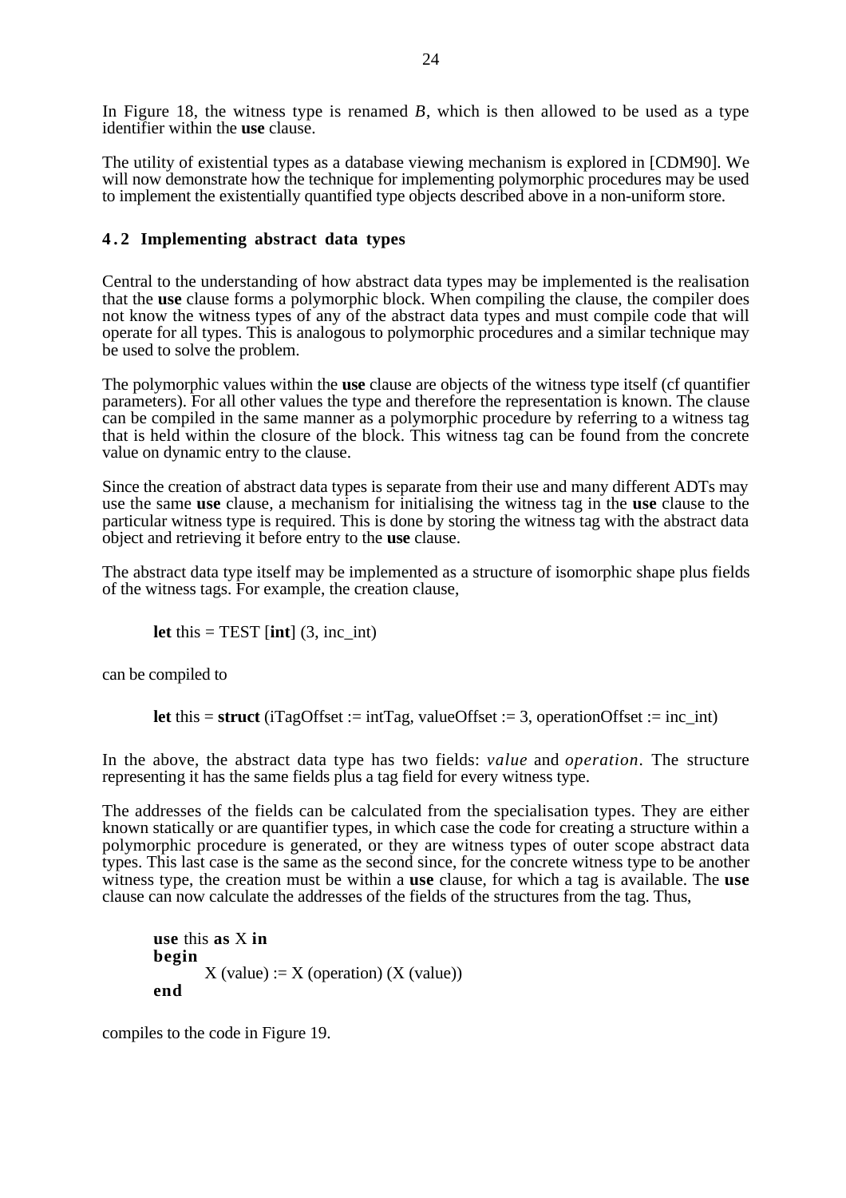In Figure 18, the witness type is renamed *B*, which is then allowed to be used as a type identifier within the **use** clause.

The utility of existential types as a database viewing mechanism is explored in [CDM90]. We will now demonstrate how the technique for implementing polymorphic procedures may be used to implement the existentially quantified type objects described above in a non-uniform store.

## 4.2 Implementing abstract data types

Central to the understanding of how abstract data types may be implemented is the realisation that the **use** clause forms a polymorphic block. When compiling the clause, the compiler does not know the witness types of any of the abstract data types and must compile code that will operate for all types. This is analogous to polymorphic procedures and a similar technique may be used to solve the problem.

The polymorphic values within the **use** clause are objects of the witness type itself (cf quantifier parameters). For all other values the type and therefore the representation is known. The clause can be compiled in the same manner as a polymorphic procedure by referring to a witness tag that is held within the closure of the block. This witness tag can be found from the concrete value on dynamic entry to the clause.

Since the creation of abstract data types is separate from their use and many different ADTs may use the same **use** clause, a mechanism for initialising the witness tag in the **use** clause to the particular witness type is required. This is done by storing the witness tag with the abstract data object and retrieving it before entry to the **use** clause.

The abstract data type itself may be implemented as a structure of isomorphic shape plus fields of the witness tags. For example, the creation clause,

```
let this = TEST [int] (3, inc_int)
```

can be compiled to

```
let this = struct (iTagOffset := intTag, valueOffset := 3, operationOffset := inc_int)
```

In the above, the abstract data type has two fields: *value* and *operation*. The structure representing it has the same fields plus a tag field for every witness type.

The addresses of the fields can be calculated from the specialisation types. They are either known statically or are quantifier types, in which case the code for creating a structure within a polymorphic procedure is generated, or they are witness types of outer scope abstract data types. This last case is the same as the second since, for the concrete witness type to be another witness type, the creation must be within a **use** clause, for which a tag is available. The **use** clause can now calculate the addresses of the fields of the structures from the tag. Thus,

```
use this as X in
begin
        X (value) := X (operation) (X (value))
end
```

compiles to the code in Figure 19.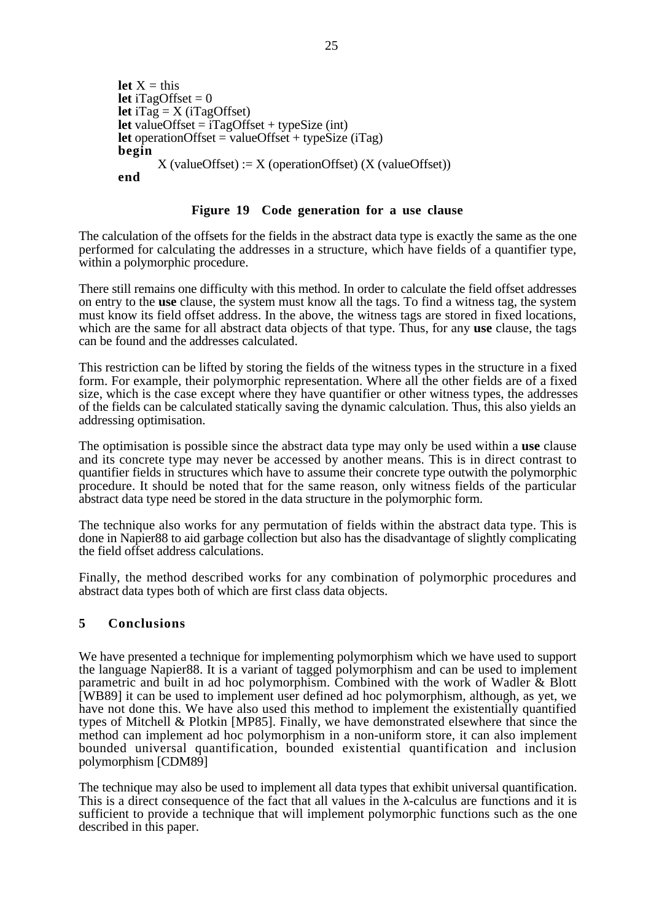```
let X = this
let iTagOffset = 0
let iTag = X (iTagOffset)
let valueOffset = iTagOffset + typeSize (int)
let operationOffset = valueOffset + typeSize (iTag)
begin
        X (valueOffset) := X (operationOffset) (X (valueOffset))
end
```

**Figure 19 Code generation for a use clause**

The calculation of the offsets for the fields in the abstract data type is exactly the same as the one performed for calculating the addresses in a structure, which have fields of a quantifier type, within a polymorphic procedure.

There still remains one difficulty with this method. In order to calculate the field offset addresses on entry to the **use** clause, the system must know all the tags. To find a witness tag, the system must know its field offset address. In the above, the witness tags are stored in fixed locations, which are the same for all abstract data objects of that type. Thus, for any **use** clause, the tags can be found and the addresses calculated.

This restriction can be lifted by storing the fields of the witness types in the structure in a fixed form. For example, their polymorphic representation. Where all the other fields are of a fixed size, which is the case except where they have quantifier or other witness types, the addresses of the fields can be calculated statically saving the dynamic calculation. Thus, this also yields an addressing optimisation.

The optimisation is possible since the abstract data type may only be used within a **use** clause and its concrete type may never be accessed by another means. This is in direct contrast to quantifier fields in structures which have to assume their concrete type outwith the polymorphic procedure. It should be noted that for the same reason, only witness fields of the particular abstract data type need be stored in the data structure in the polymorphic form.

The technique also works for any permutation of fields within the abstract data type. This is done in Napier88 to aid garbage collection but also has the disadvantage of slightly complicating the field offset address calculations.

Finally, the method described works for any combination of polymorphic procedures and abstract data types both of which are first class data objects.

## 5 Conclusions

We have presented a technique for implementing polymorphism which we have used to support the language Napier88. It is a variant of tagged polymorphism and can be used to implement parametric and built in ad hoc polymorphism. Combined with the work of Wadler & Blott [WB89] it can be used to implement user defined ad hoc polymorphism, although, as yet, we have not done this. We have also used this method to implement the existentially quantified types of Mitchell & Plotkin [MP85]. Finally, we have demonstrated elsewhere that since the method can implement ad hoc polymorphism in a non-uniform store, it can also implement bounded universal quantification, bounded existential quantification and inclusion polymorphism [CDM89]

The technique may also be used to implement all data types that exhibit universal quantification. This is a direct consequence of the fact that all values in the λ-calculus are functions and it is sufficient to provide a technique that will implement polymorphic functions such as the one described in this paper.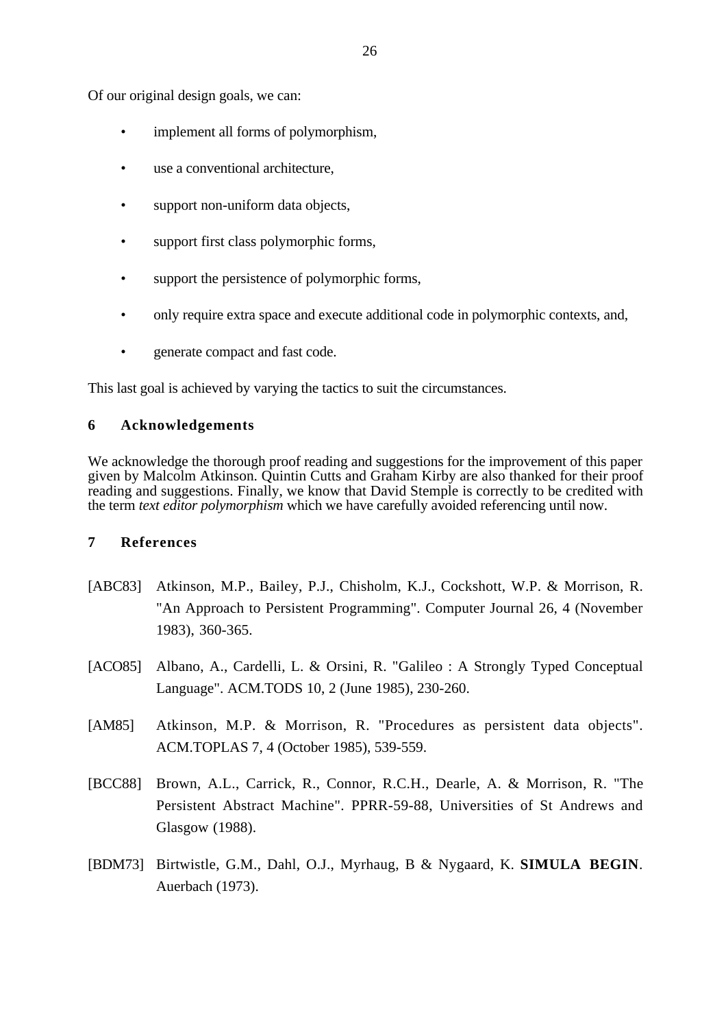Of our original design goals, we can:

- implement all forms of polymorphism,
- use a conventional architecture,
- support non-uniform data objects,
- support first class polymorphic forms,
- support the persistence of polymorphic forms,
- only require extra space and execute additional code in polymorphic contexts, and,
- generate compact and fast code.

This last goal is achieved by varying the tactics to suit the circumstances.

## 6 Acknowledgements

We acknowledge the thorough proof reading and suggestions for the improvement of this paper given by Malcolm Atkinson. Quintin Cutts and Graham Kirby are also thanked for their proof reading and suggestions. Finally, we know that David Stemple is correctly to be credited with the term *text editor polymorphism* which we have carefully avoided referencing until now.

## 7 References

[ABC83] Atkinson, M.P., Bailey, P.J., Chisholm, K.J., Cockshott, W.P. & Morrison, R. "An Approach to Persistent Programming". Computer Journal 26, 4 (November 1983), 360-365.

[ACO85] Albano, A., Cardelli, L. & Orsini, R. "Galileo : A Strongly Typed Conceptual Language". ACM.TODS 10, 2 (June 1985), 230-260.

[AM85] Atkinson, M.P. & Morrison, R. "Procedures as persistent data objects". ACM.TOPLAS 7, 4 (October 1985), 539-559.

[BCC88] Brown, A.L., Carrick, R., Connor, R.C.H., Dearle, A. & Morrison, R. "The Persistent Abstract Machine". PPRR-59-88, Universities of St Andrews and Glasgow (1988).

[BDM73] Birtwistle, G.M., Dahl, O.J., Myrhaug, B & Nygaard, K. **SIMULA BEGIN**. Auerbach (1973).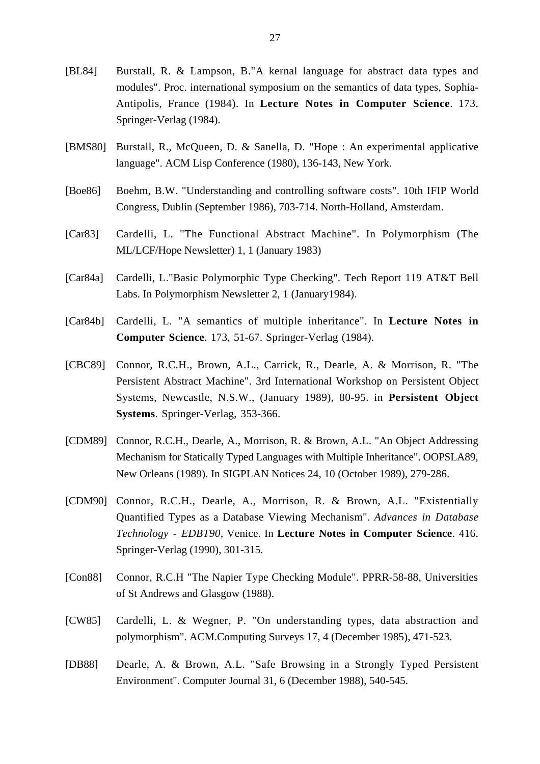[BL84] Burstall, R. & Lampson, B."A kernal language for abstract data types and modules". Proc. international symposium on the semantics of data types, Sophia-Antipolis, France (1984). In **Lecture Notes in Computer Science**. 173. Springer-Verlag (1984).

[BMS80] Burstall, R., McQueen, D. & Sanella, D. "Hope : An experimental applicative language". ACM Lisp Conference (1980), 136-143, New York.

[Boe86] Boehm, B.W. "Understanding and controlling software costs". 10th IFIP World Congress, Dublin (September 1986), 703-714. North-Holland, Amsterdam.

[Car83] Cardelli, L. "The Functional Abstract Machine". In Polymorphism (The ML/LCF/Hope Newsletter) 1, 1 (January 1983)

[Car84a] Cardelli, L."Basic Polymorphic Type Checking". Tech Report 119 AT&T Bell Labs. In Polymorphism Newsletter 2, 1 (January1984).

[Car84b] Cardelli, L. "A semantics of multiple inheritance". In **Lecture Notes in Computer Science**. 173, 51-67. Springer-Verlag (1984).

[CBC89] Connor, R.C.H., Brown, A.L., Carrick, R., Dearle, A. & Morrison, R. "The Persistent Abstract Machine". 3rd International Workshop on Persistent Object Systems, Newcastle, N.S.W., (January 1989), 80-95. in **Persistent Object Systems**. Springer-Verlag, 353-366.

[CDM89] Connor, R.C.H., Dearle, A., Morrison, R. & Brown, A.L. "An Object Addressing Mechanism for Statically Typed Languages with Multiple Inheritance". OOPSLA89, New Orleans (1989). In SIGPLAN Notices 24, 10 (October 1989), 279-286.

[CDM90] Connor, R.C.H., Dearle, A., Morrison, R. & Brown, A.L. "Existentially Quantified Types as a Database Viewing Mechanism". *Advances in Database Technology - EDBT90*, Venice. In **Lecture Notes in Computer Science**. 416. Springer-Verlag (1990), 301-315.

[Con88] Connor, R.C.H "The Napier Type Checking Module". PPRR-58-88, Universities of St Andrews and Glasgow (1988).

[CW85] Cardelli, L. & Wegner, P. "On understanding types, data abstraction and polymorphism". ACM.Computing Surveys 17, 4 (December 1985), 471-523.

[DB88] Dearle, A. & Brown, A.L. "Safe Browsing in a Strongly Typed Persistent Environment". Computer Journal 31, 6 (December 1988), 540-545.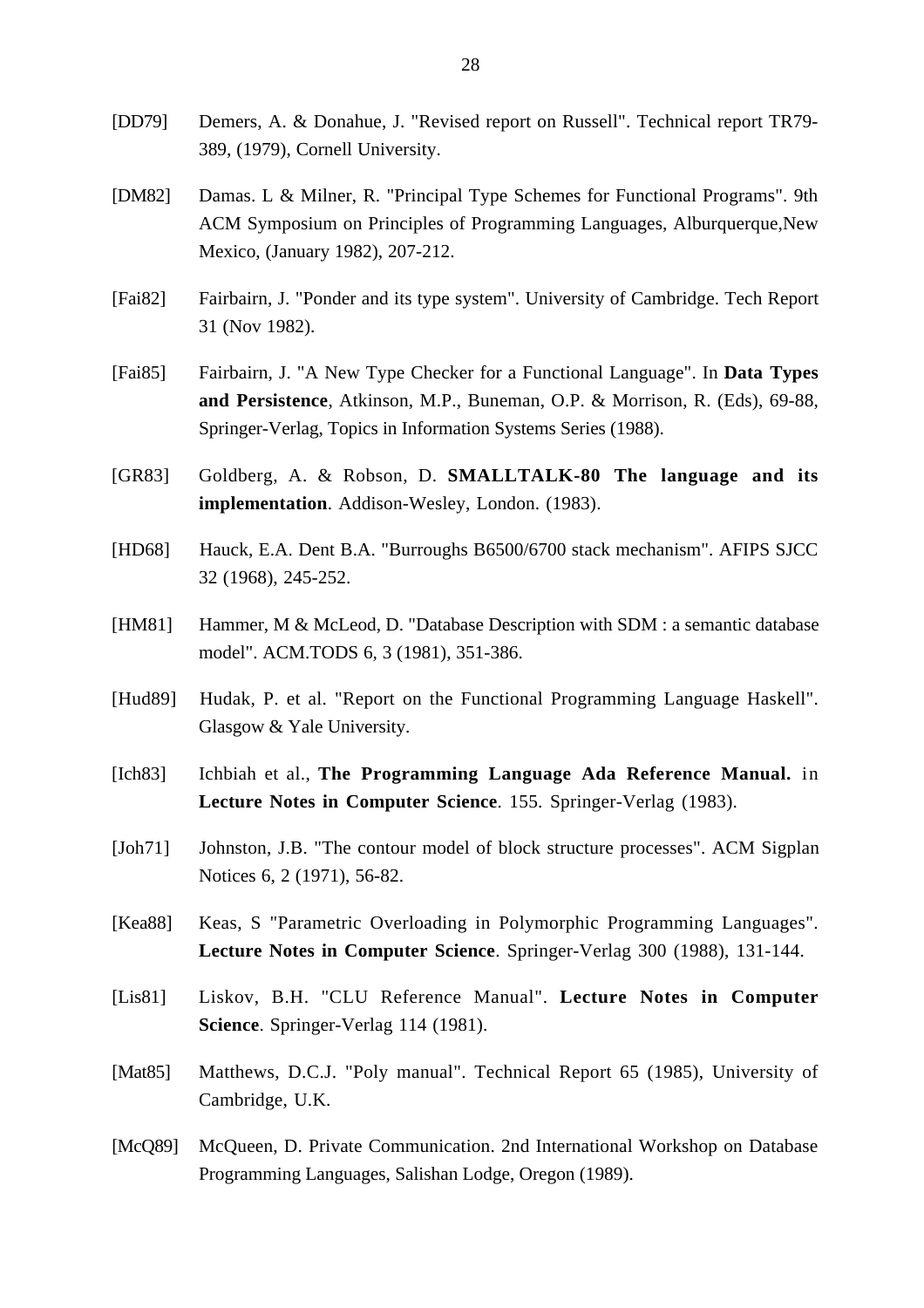[DD79] Demers, A. & Donahue, J. "Revised report on Russell". Technical report TR79-389, (1979), Cornell University.

[DM82] Damas. L & Milner, R. "Principal Type Schemes for Functional Programs". 9th ACM Symposium on Principles of Programming Languages, Alburquerque,New Mexico, (January 1982), 207-212.

[Fai82] Fairbairn, J. "Ponder and its type system". University of Cambridge. Tech Report 31 (Nov 1982).

[Fai85] Fairbairn, J. "A New Type Checker for a Functional Language". In **Data Types and Persistence**, Atkinson, M.P., Buneman, O.P. & Morrison, R. (Eds), 69-88, Springer-Verlag, Topics in Information Systems Series (1988).

[GR83] Goldberg, A. & Robson, D. **SMALLTALK-80 The language and its implementation**. Addison-Wesley, London. (1983).

[HD68] Hauck, E.A. Dent B.A. "Burroughs B6500/6700 stack mechanism". AFIPS SJCC 32 (1968), 245-252.

[HM81] Hammer, M & McLeod, D. "Database Description with SDM : a semantic database model". ACM.TODS 6, 3 (1981), 351-386.

[Hud89] Hudak, P. et al. "Report on the Functional Programming Language Haskell". Glasgow & Yale University.

[Ich83] Ichbiah et al., **The Programming Language Ada Reference Manual.** in **Lecture Notes in Computer Science**. 155. Springer-Verlag (1983).

[Joh71] Johnston, J.B. "The contour model of block structure processes". ACM Sigplan Notices 6, 2 (1971), 56-82.

[Kea88] Keas, S "Parametric Overloading in Polymorphic Programming Languages". **Lecture Notes in Computer Science**. Springer-Verlag 300 (1988), 131-144.

[Lis81] Liskov, B.H. "CLU Reference Manual". **Lecture Notes in Computer Science**. Springer-Verlag 114 (1981).

[Mat85] Matthews, D.C.J. "Poly manual". Technical Report 65 (1985), University of Cambridge, U.K.

[McQ89] McQueen, D. Private Communication. 2nd International Workshop on Database Programming Languages, Salishan Lodge, Oregon (1989).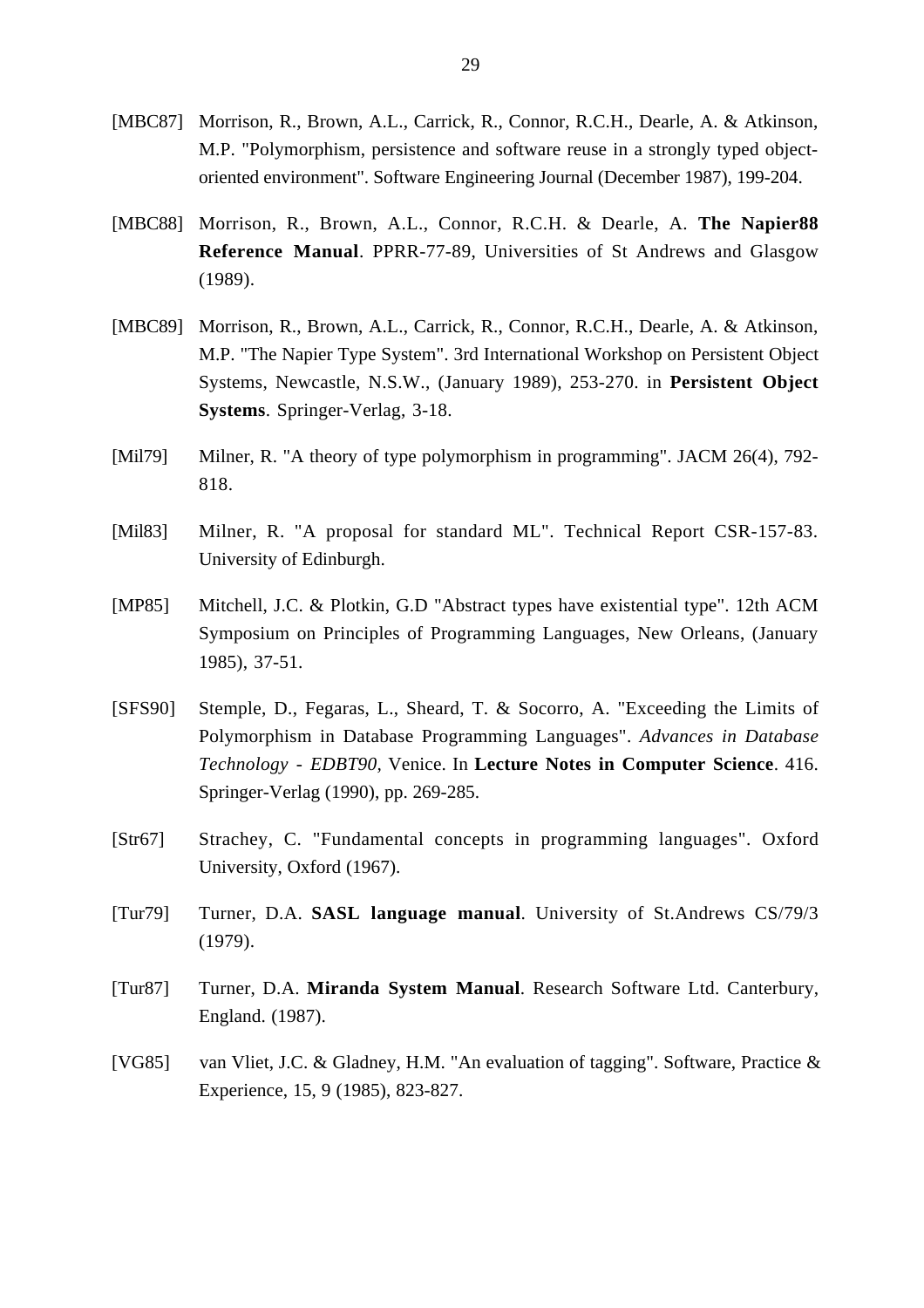[MBC87] Morrison, R., Brown, A.L., Carrick, R., Connor, R.C.H., Dearle, A. & Atkinson, M.P. "Polymorphism, persistence and software reuse in a strongly typed object-oriented environment". Software Engineering Journal (December 1987), 199-204.

[MBC88] Morrison, R., Brown, A.L., Connor, R.C.H. & Dearle, A. **The Napier88 Reference Manual**. PPRR-77-89, Universities of St Andrews and Glasgow (1989).

[MBC89] Morrison, R., Brown, A.L., Carrick, R., Connor, R.C.H., Dearle, A. & Atkinson, M.P. "The Napier Type System". 3rd International Workshop on Persistent Object Systems, Newcastle, N.S.W., (January 1989), 253-270. in **Persistent Object Systems**. Springer-Verlag, 3-18.

[Mil79] Milner, R. "A theory of type polymorphism in programming". JACM 26(4), 792-818.

[Mil83] Milner, R. "A proposal for standard ML". Technical Report CSR-157-83. University of Edinburgh.

[MP85] Mitchell, J.C. & Plotkin, G.D "Abstract types have existential type". 12th ACM Symposium on Principles of Programming Languages, New Orleans, (January 1985), 37-51.

[SFS90] Stemple, D., Fegaras, L., Sheard, T. & Socorro, A. "Exceeding the Limits of Polymorphism in Database Programming Languages". *Advances in Database Technology - EDBT90*, Venice. In **Lecture Notes in Computer Science**. 416. Springer-Verlag (1990), pp. 269-285.

[Str67] Strachey, C. "Fundamental concepts in programming languages". Oxford University, Oxford (1967).

[Tur79] Turner, D.A. **SASL language manual**. University of St.Andrews CS/79/3 (1979).

[Tur87] Turner, D.A. **Miranda System Manual**. Research Software Ltd. Canterbury, England. (1987).

[VG85] van Vliet, J.C. & Gladney, H.M. "An evaluation of tagging". Software, Practice & Experience, 15, 9 (1985), 823-827.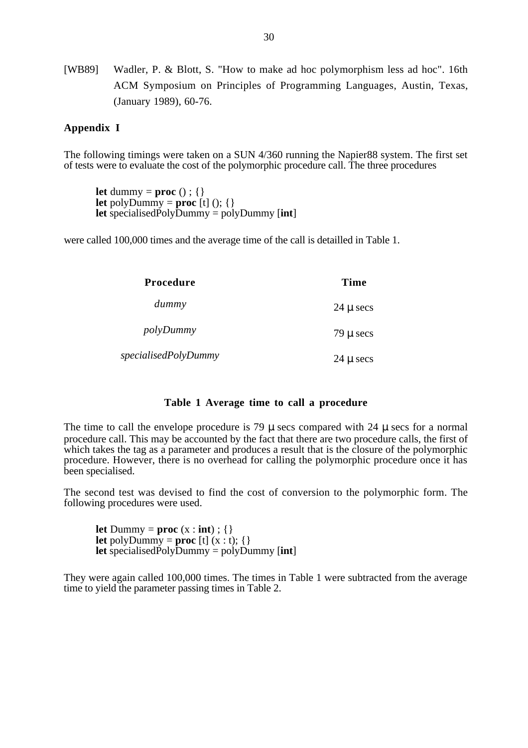[WB89] Wadler, P. & Blott, S. "How to make ad hoc polymorphism less ad hoc". 16th ACM Symposium on Principles of Programming Languages, Austin, Texas, (January 1989), 60-76.

## Appendix I

The following timings were taken on a SUN 4/360 running the Napier88 system. The first set of tests were to evaluate the cost of the polymorphic procedure call. The three procedures

```
let dummy = proc () ; {}
let polyDummy = proc [t] (); {}
let specialisedPolyDummy = polyDummy [int]
```

were called 100,000 times and the average time of the call is detailled in Table 1.

| **Procedure** | **Time** |
|---|---|
| *dummy* | 24 μ secs |
| *polyDummy* | 79 μ secs |
| *specialisedPolyDummy* | 24 μ secs |

**Table 1 Average time to call a procedure**

The time to call the envelope procedure is 79 μ secs compared with 24 μ secs for a normal procedure call. This may be accounted by the fact that there are two procedure calls, the first of which takes the tag as a parameter and produces a result that is the closure of the polymorphic procedure. However, there is no overhead for calling the polymorphic procedure once it has been specialised.

The second test was devised to find the cost of conversion to the polymorphic form. The following procedures were used.

```
let Dummy = proc (x : int) ; {}
let polyDummy = proc [t] (x : t); {}
let specialisedPolyDummy = polyDummy [int]
```

They were again called 100,000 times. The times in Table 1 were subtracted from the average time to yield the parameter passing times in Table 2.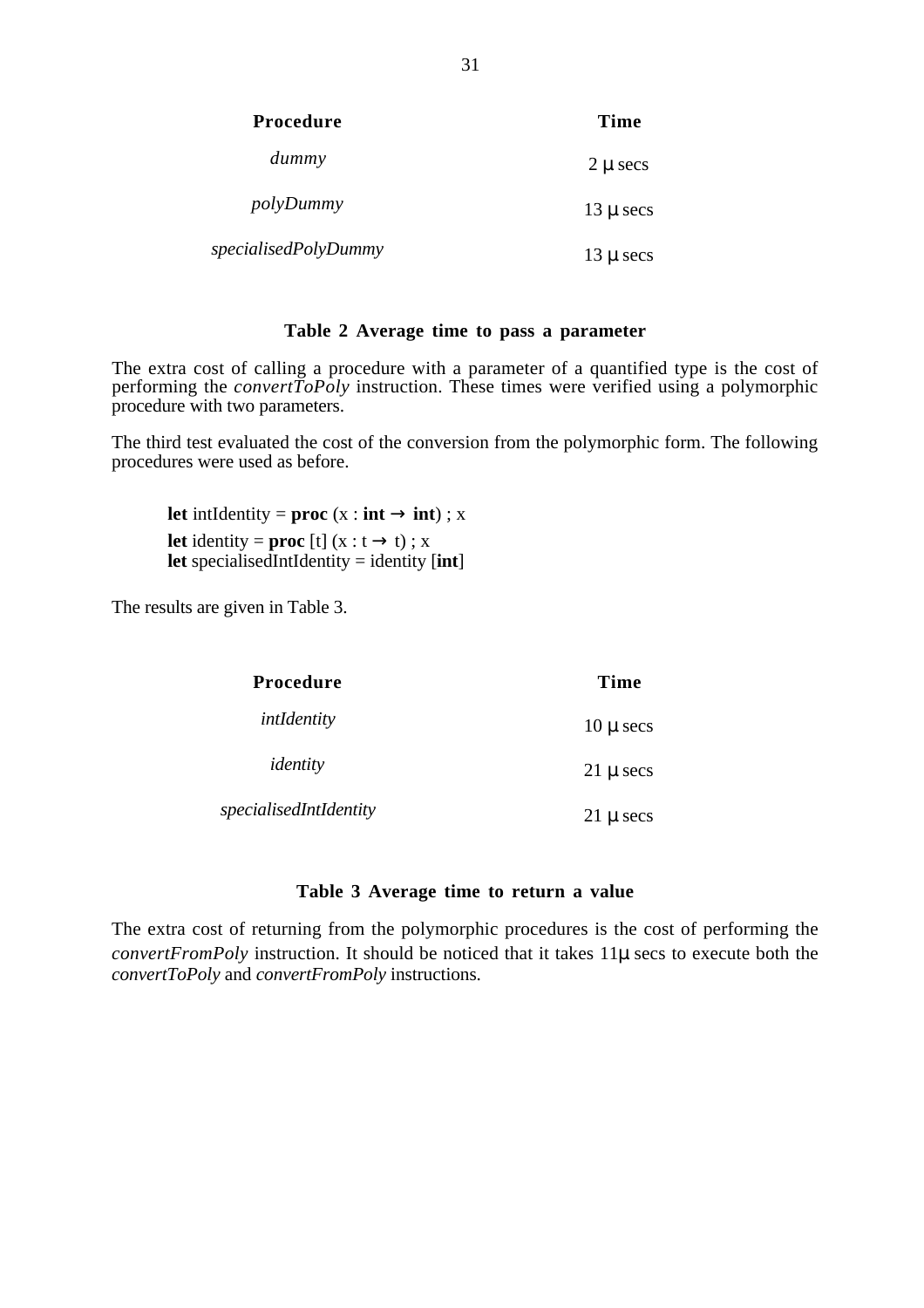| Procedure | Time |
| --- | --- |
| *dummy* | 2 μ secs |
| *polyDummy* | 13 μ secs |
| *specialisedPolyDummy* | 13 μ secs |

**Table 2 Average time to pass a parameter**

The extra cost of calling a procedure with a parameter of a quantified type is the cost of performing the *convertToPoly* instruction. These times were verified using a polymorphic procedure with two parameters.

The third test evaluated the cost of the conversion from the polymorphic form. The following procedures were used as before.

> **let** intIdentity = **proc** (x : **int** → **int**) ; x
> **let** identity = **proc** [t] (x : t → t) ; x
> **let** specialisedIntIdentity = identity [**int**]

The results are given in Table 3.

| Procedure | Time |
| --- | --- |
| *intIdentity* | 10 μ secs |
| *identity* | 21 μ secs |
| *specialisedIntIdentity* | 21 μ secs |

**Table 3 Average time to return a value**

The extra cost of returning from the polymorphic procedures is the cost of performing the *convertFromPoly* instruction. It should be noticed that it takes 11μ secs to execute both the *convertToPoly* and *convertFromPoly* instructions.